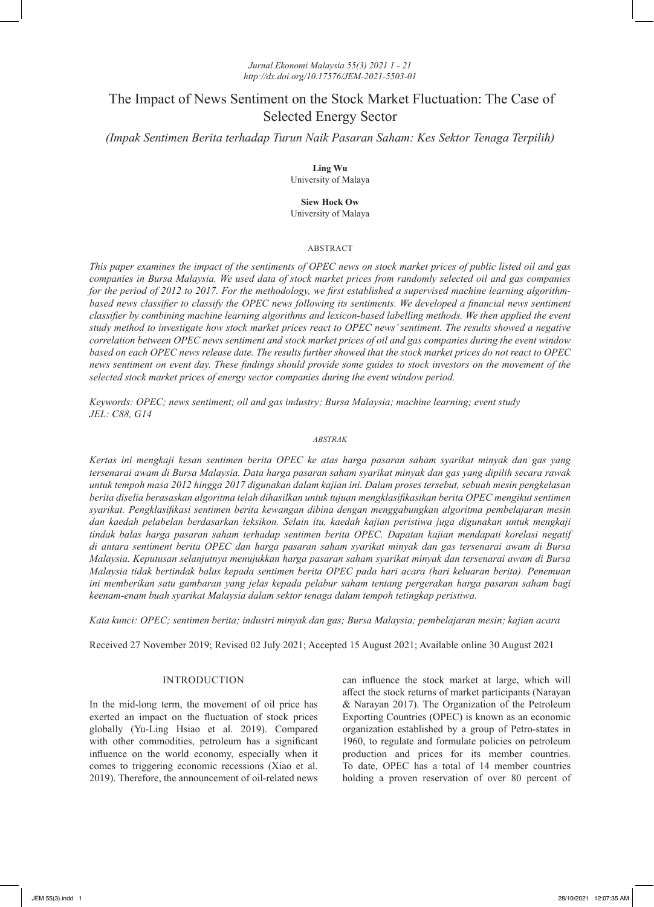# The Impact of News Sentiment on the Stock Market Fluctuation: The Case of Selected Energy Sector

*(Impak Sentimen Berita terhadap Turun Naik Pasaran Saham: Kes Sektor Tenaga Terpilih)*

**Ling Wu**
University of Malaya

**Siew Hock Ow**
University of Malaya

## ABSTRACT

*This paper examines the impact of the sentiments of OPEC news on stock market prices of public listed oil and gas companies in Bursa Malaysia. We used data of stock market prices from randomly selected oil and gas companies for the period of 2012 to 2017. For the methodology, we first established a supervised machine learning algorithm-based news classifier to classify the OPEC news following its sentiments. We developed a financial news sentiment classifier by combining machine learning algorithms and lexicon-based labelling methods. We then applied the event study method to investigate how stock market prices react to OPEC news' sentiment. The results showed a negative correlation between OPEC news sentiment and stock market prices of oil and gas companies during the event window based on each OPEC news release date. The results further showed that the stock market prices do not react to OPEC news sentiment on event day. These findings should provide some guides to stock investors on the movement of the selected stock market prices of energy sector companies during the event window period.*

*Keywords: OPEC; news sentiment; oil and gas industry; Bursa Malaysia; machine learning; event study*
*JEL: C88, G14*

## *ABSTRAK*

*Kertas ini mengkaji kesan sentimen berita OPEC ke atas harga pasaran saham syarikat minyak dan gas yang tersenarai awam di Bursa Malaysia. Data harga pasaran saham syarikat minyak dan gas yang dipilih secara rawak untuk tempoh masa 2012 hingga 2017 digunakan dalam kajian ini. Dalam proses tersebut, sebuah mesin pengkelasan berita diselia berasaskan algoritma telah dihasilkan untuk tujuan mengklasifikasikan berita OPEC mengikut sentimen syarikat. Pengklasifikasi sentimen berita kewangan dibina dengan menggabungkan algoritma pembelajaran mesin dan kaedah pelabelan berdasarkan leksikon. Selain itu, kaedah kajian peristiwa juga digunakan untuk mengkaji tindak balas harga pasaran saham terhadap sentimen berita OPEC. Dapatan kajian mendapati korelasi negatif di antara sentiment berita OPEC dan harga pasaran saham syarikat minyak dan gas tersenarai awam di Bursa Malaysia. Keputusan selanjutnya menujukkan harga pasaran saham syarikat minyak dan tersenarai awam di Bursa Malaysia tidak bertindak balas kepada sentimen berita OPEC pada hari acara (hari keluaran berita). Penemuan ini memberikan satu gambaran yang jelas kepada pelabur saham tentang pergerakan harga pasaran saham bagi keenam-enam buah syarikat Malaysia dalam sektor tenaga dalam tempoh tetingkap peristiwa.*

*Kata kunci: OPEC; sentimen berita; industri minyak dan gas; Bursa Malaysia; pembelajaran mesin; kajian acara*

Received 27 November 2019; Revised 02 July 2021; Accepted 15 August 2021; Available online 30 August 2021

## INTRODUCTION

In the mid-long term, the movement of oil price has exerted an impact on the fluctuation of stock prices globally (Yu-Ling Hsiao et al. 2019). Compared with other commodities, petroleum has a significant influence on the world economy, especially when it comes to triggering economic recessions (Xiao et al. 2019). Therefore, the announcement of oil-related news can influence the stock market at large, which will affect the stock returns of market participants (Narayan & Narayan 2017). The Organization of the Petroleum Exporting Countries (OPEC) is known as an economic organization established by a group of Petro-states in 1960, to regulate and formulate policies on petroleum production and prices for its member countries. To date, OPEC has a total of 14 member countries holding a proven reservation of over 80 percent of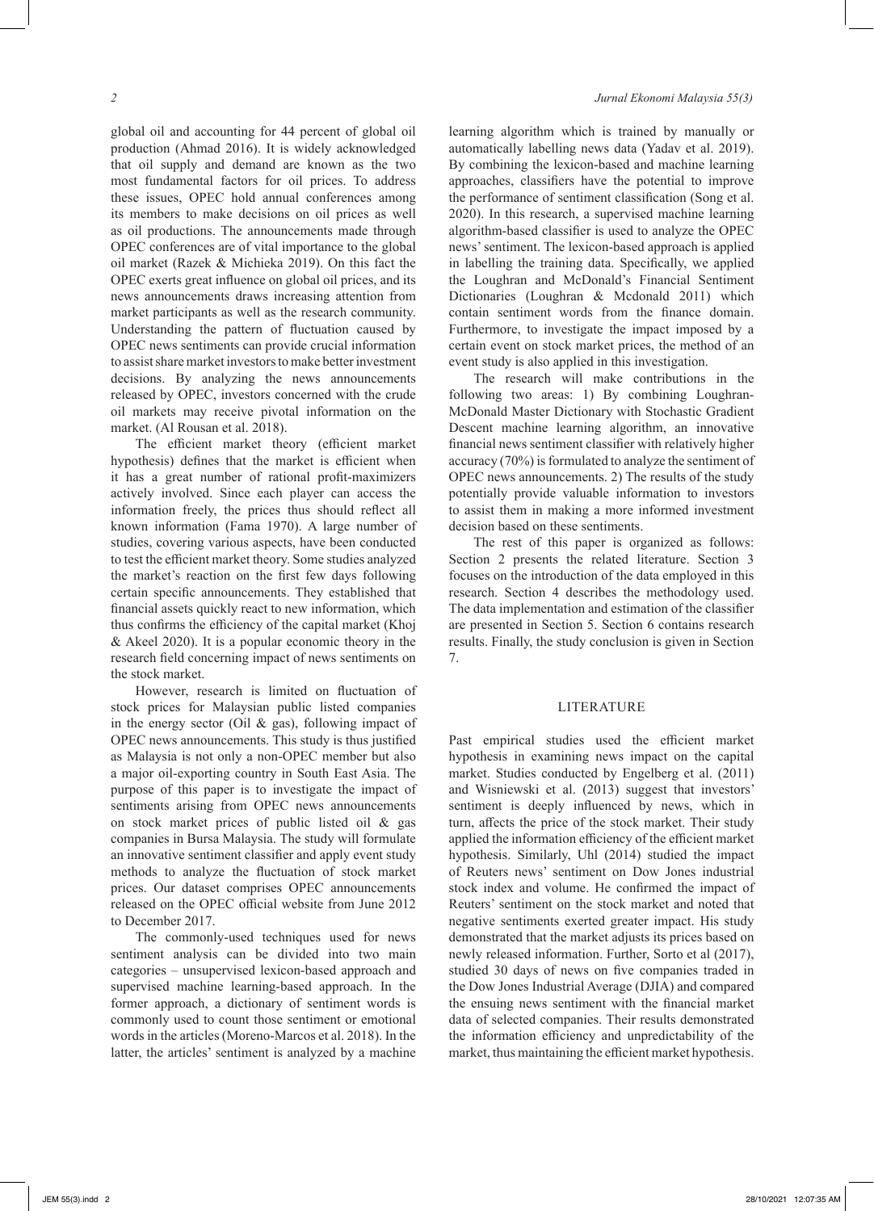global oil and accounting for 44 percent of global oil production (Ahmad 2016). It is widely acknowledged that oil supply and demand are known as the two most fundamental factors for oil prices. To address these issues, OPEC hold annual conferences among its members to make decisions on oil prices as well as oil productions. The announcements made through OPEC conferences are of vital importance to the global oil market (Razek & Michieka 2019). On this fact the OPEC exerts great influence on global oil prices, and its news announcements draws increasing attention from market participants as well as the research community. Understanding the pattern of fluctuation caused by OPEC news sentiments can provide crucial information to assist share market investors to make better investment decisions. By analyzing the news announcements released by OPEC, investors concerned with the crude oil markets may receive pivotal information on the market. (Al Rousan et al. 2018).

The efficient market theory (efficient market hypothesis) defines that the market is efficient when it has a great number of rational profit-maximizers actively involved. Since each player can access the information freely, the prices thus should reflect all known information (Fama 1970). A large number of studies, covering various aspects, have been conducted to test the efficient market theory. Some studies analyzed the market's reaction on the first few days following certain specific announcements. They established that financial assets quickly react to new information, which thus confirms the efficiency of the capital market (Khoj & Akeel 2020). It is a popular economic theory in the research field concerning impact of news sentiments on the stock market.

However, research is limited on fluctuation of stock prices for Malaysian public listed companies in the energy sector (Oil & gas), following impact of OPEC news announcements. This study is thus justified as Malaysia is not only a non-OPEC member but also a major oil-exporting country in South East Asia. The purpose of this paper is to investigate the impact of sentiments arising from OPEC news announcements on stock market prices of public listed oil & gas companies in Bursa Malaysia. The study will formulate an innovative sentiment classifier and apply event study methods to analyze the fluctuation of stock market prices. Our dataset comprises OPEC announcements released on the OPEC official website from June 2012 to December 2017.

The commonly-used techniques used for news sentiment analysis can be divided into two main categories – unsupervised lexicon-based approach and supervised machine learning-based approach. In the former approach, a dictionary of sentiment words is commonly used to count those sentiment or emotional words in the articles (Moreno-Marcos et al. 2018). In the latter, the articles' sentiment is analyzed by a machine learning algorithm which is trained by manually or automatically labelling news data (Yadav et al. 2019). By combining the lexicon-based and machine learning approaches, classifiers have the potential to improve the performance of sentiment classification (Song et al. 2020). In this research, a supervised machine learning algorithm-based classifier is used to analyze the OPEC news' sentiment. The lexicon-based approach is applied in labelling the training data. Specifically, we applied the Loughran and McDonald's Financial Sentiment Dictionaries (Loughran & Mcdonald 2011) which contain sentiment words from the finance domain. Furthermore, to investigate the impact imposed by a certain event on stock market prices, the method of an event study is also applied in this investigation.

The research will make contributions in the following two areas: 1) By combining Loughran-McDonald Master Dictionary with Stochastic Gradient Descent machine learning algorithm, an innovative financial news sentiment classifier with relatively higher accuracy (70%) is formulated to analyze the sentiment of OPEC news announcements. 2) The results of the study potentially provide valuable information to investors to assist them in making a more informed investment decision based on these sentiments.

The rest of this paper is organized as follows: Section 2 presents the related literature. Section 3 focuses on the introduction of the data employed in this research. Section 4 describes the methodology used. The data implementation and estimation of the classifier are presented in Section 5. Section 6 contains research results. Finally, the study conclusion is given in Section 7.

## LITERATURE

Past empirical studies used the efficient market hypothesis in examining news impact on the capital market. Studies conducted by Engelberg et al. (2011) and Wisniewski et al. (2013) suggest that investors' sentiment is deeply influenced by news, which in turn, affects the price of the stock market. Their study applied the information efficiency of the efficient market hypothesis. Similarly, Uhl (2014) studied the impact of Reuters news' sentiment on Dow Jones industrial stock index and volume. He confirmed the impact of Reuters' sentiment on the stock market and noted that negative sentiments exerted greater impact. His study demonstrated that the market adjusts its prices based on newly released information. Further, Sorto et al (2017), studied 30 days of news on five companies traded in the Dow Jones Industrial Average (DJIA) and compared the ensuing news sentiment with the financial market data of selected companies. Their results demonstrated the information efficiency and unpredictability of the market, thus maintaining the efficient market hypothesis.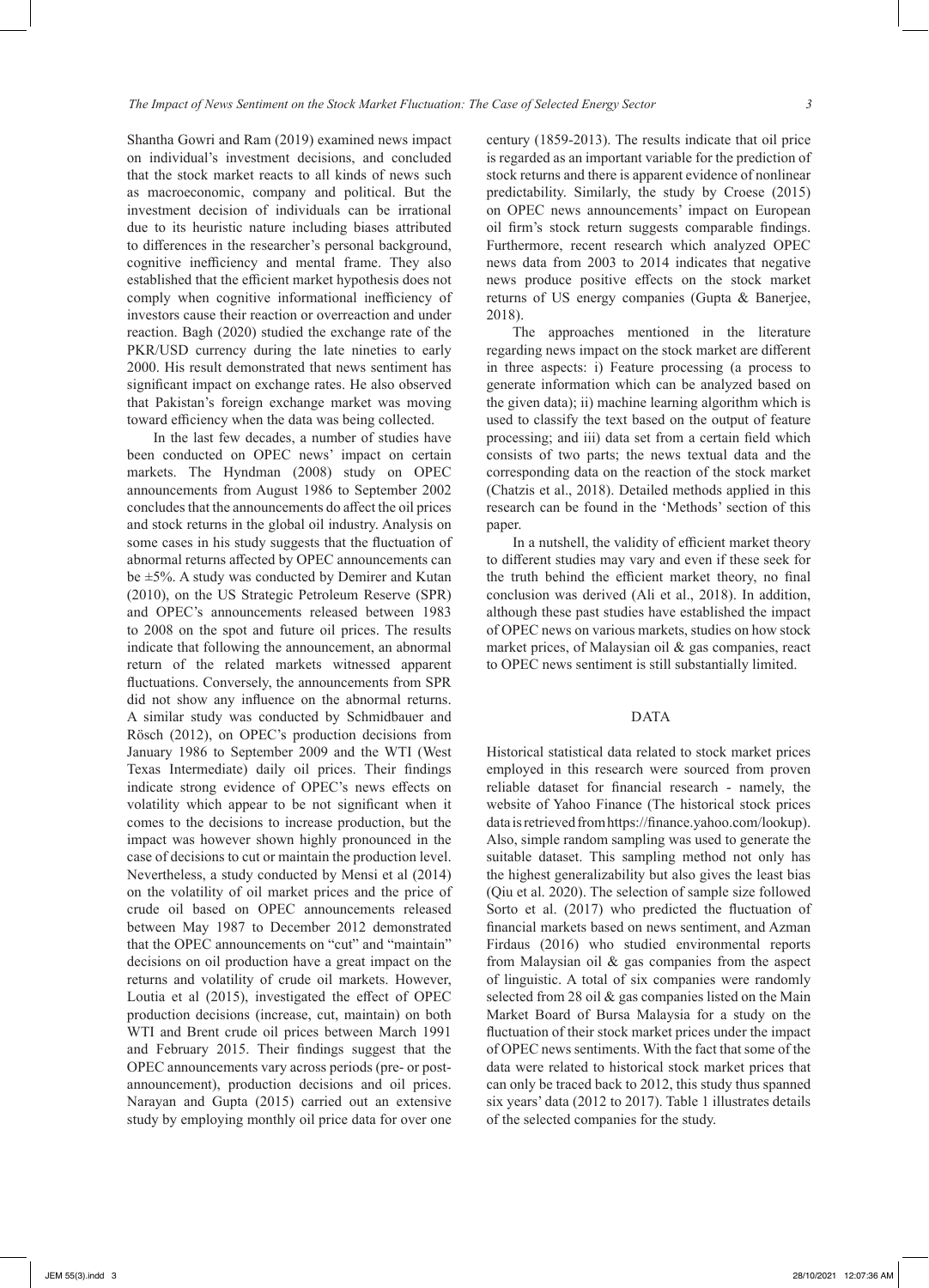Shantha Gowri and Ram (2019) examined news impact on individual's investment decisions, and concluded that the stock market reacts to all kinds of news such as macroeconomic, company and political. But the investment decision of individuals can be irrational due to its heuristic nature including biases attributed to differences in the researcher's personal background, cognitive inefficiency and mental frame. They also established that the efficient market hypothesis does not comply when cognitive informational inefficiency of investors cause their reaction or overreaction and under reaction. Bagh (2020) studied the exchange rate of the PKR/USD currency during the late nineties to early 2000. His result demonstrated that news sentiment has significant impact on exchange rates. He also observed that Pakistan's foreign exchange market was moving toward efficiency when the data was being collected.

In the last few decades, a number of studies have been conducted on OPEC news' impact on certain markets. The Hyndman (2008) study on OPEC announcements from August 1986 to September 2002 concludes that the announcements do affect the oil prices and stock returns in the global oil industry. Analysis on some cases in his study suggests that the fluctuation of abnormal returns affected by OPEC announcements can be ±5%. A study was conducted by Demirer and Kutan (2010), on the US Strategic Petroleum Reserve (SPR) and OPEC's announcements released between 1983 to 2008 on the spot and future oil prices. The results indicate that following the announcement, an abnormal return of the related markets witnessed apparent fluctuations. Conversely, the announcements from SPR did not show any influence on the abnormal returns. A similar study was conducted by Schmidbauer and Rösch (2012), on OPEC's production decisions from January 1986 to September 2009 and the WTI (West Texas Intermediate) daily oil prices. Their findings indicate strong evidence of OPEC's news effects on volatility which appear to be not significant when it comes to the decisions to increase production, but the impact was however shown highly pronounced in the case of decisions to cut or maintain the production level. Nevertheless, a study conducted by Mensi et al (2014) on the volatility of oil market prices and the price of crude oil based on OPEC announcements released between May 1987 to December 2012 demonstrated that the OPEC announcements on "cut" and "maintain" decisions on oil production have a great impact on the returns and volatility of crude oil markets. However, Loutia et al (2015), investigated the effect of OPEC production decisions (increase, cut, maintain) on both WTI and Brent crude oil prices between March 1991 and February 2015. Their findings suggest that the OPEC announcements vary across periods (pre- or post-announcement), production decisions and oil prices. Narayan and Gupta (2015) carried out an extensive study by employing monthly oil price data for over one century (1859-2013). The results indicate that oil price is regarded as an important variable for the prediction of stock returns and there is apparent evidence of nonlinear predictability. Similarly, the study by Croese (2015) on OPEC news announcements' impact on European oil firm's stock return suggests comparable findings. Furthermore, recent research which analyzed OPEC news data from 2003 to 2014 indicates that negative news produce positive effects on the stock market returns of US energy companies (Gupta & Banerjee, 2018).

The approaches mentioned in the literature regarding news impact on the stock market are different in three aspects: i) Feature processing (a process to generate information which can be analyzed based on the given data); ii) machine learning algorithm which is used to classify the text based on the output of feature processing; and iii) data set from a certain field which consists of two parts; the news textual data and the corresponding data on the reaction of the stock market (Chatzis et al., 2018). Detailed methods applied in this research can be found in the 'Methods' section of this paper.

In a nutshell, the validity of efficient market theory to different studies may vary and even if these seek for the truth behind the efficient market theory, no final conclusion was derived (Ali et al., 2018). In addition, although these past studies have established the impact of OPEC news on various markets, studies on how stock market prices, of Malaysian oil & gas companies, react to OPEC news sentiment is still substantially limited.

## DATA

Historical statistical data related to stock market prices employed in this research were sourced from proven reliable dataset for financial research - namely, the website of Yahoo Finance (The historical stock prices data is retrieved from https://finance.yahoo.com/lookup). Also, simple random sampling was used to generate the suitable dataset. This sampling method not only has the highest generalizability but also gives the least bias (Qiu et al. 2020). The selection of sample size followed Sorto et al. (2017) who predicted the fluctuation of financial markets based on news sentiment, and Azman Firdaus (2016) who studied environmental reports from Malaysian oil & gas companies from the aspect of linguistic. A total of six companies were randomly selected from 28 oil & gas companies listed on the Main Market Board of Bursa Malaysia for a study on the fluctuation of their stock market prices under the impact of OPEC news sentiments. With the fact that some of the data were related to historical stock market prices that can only be traced back to 2012, this study thus spanned six years' data (2012 to 2017). Table 1 illustrates details of the selected companies for the study.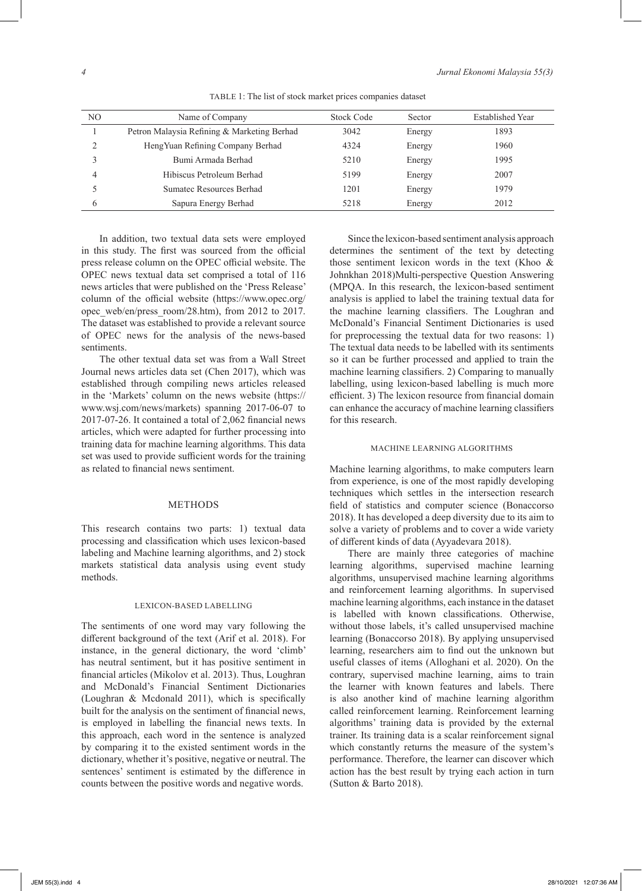TABLE 1: The list of stock market prices companies dataset

| NO | Name of Company | Stock Code | Sector | Established Year |
|---|---|---|---|---|
| 1 | Petron Malaysia Refining & Marketing Berhad | 3042 | Energy | 1893 |
| 2 | HengYuan Refining Company Berhad | 4324 | Energy | 1960 |
| 3 | Bumi Armada Berhad | 5210 | Energy | 1995 |
| 4 | Hibiscus Petroleum Berhad | 5199 | Energy | 2007 |
| 5 | Sumatec Resources Berhad | 1201 | Energy | 1979 |
| 6 | Sapura Energy Berhad | 5218 | Energy | 2012 |

In addition, two textual data sets were employed in this study. The first was sourced from the official press release column on the OPEC official website. The OPEC news textual data set comprised a total of 116 news articles that were published on the 'Press Release' column of the official website (https://www.opec.org/opec_web/en/press_room/28.htm), from 2012 to 2017. The dataset was established to provide a relevant source of OPEC news for the analysis of the news-based sentiments.

The other textual data set was from a Wall Street Journal news articles data set (Chen 2017), which was established through compiling news articles released in the 'Markets' column on the news website (https://www.wsj.com/news/markets) spanning 2017-06-07 to 2017-07-26. It contained a total of 2,062 financial news articles, which were adapted for further processing into training data for machine learning algorithms. This data set was used to provide sufficient words for the training as related to financial news sentiment.

## METHODS

This research contains two parts: 1) textual data processing and classification which uses lexicon-based labeling and Machine learning algorithms, and 2) stock markets statistical data analysis using event study methods.

### LEXICON-BASED LABELLING

The sentiments of one word may vary following the different background of the text (Arif et al. 2018). For instance, in the general dictionary, the word 'climb' has neutral sentiment, but it has positive sentiment in financial articles (Mikolov et al. 2013). Thus, Loughran and McDonald's Financial Sentiment Dictionaries (Loughran & Mcdonald 2011), which is specifically built for the analysis on the sentiment of financial news, is employed in labelling the financial news texts. In this approach, each word in the sentence is analyzed by comparing it to the existed sentiment words in the dictionary, whether it's positive, negative or neutral. The sentences' sentiment is estimated by the difference in counts between the positive words and negative words.

Since the lexicon-based sentiment analysis approach determines the sentiment of the text by detecting those sentiment lexicon words in the text (Khoo & Johnkhan 2018)Multi-perspective Question Answering (MPQA. In this research, the lexicon-based sentiment analysis is applied to label the training textual data for the machine learning classifiers. The Loughran and McDonald's Financial Sentiment Dictionaries is used for preprocessing the textual data for two reasons: 1) The textual data needs to be labelled with its sentiments so it can be further processed and applied to train the machine learning classifiers. 2) Comparing to manually labelling, using lexicon-based labelling is much more efficient. 3) The lexicon resource from financial domain can enhance the accuracy of machine learning classifiers for this research.

### MACHINE LEARNING ALGORITHMS

Machine learning algorithms, to make computers learn from experience, is one of the most rapidly developing techniques which settles in the intersection research field of statistics and computer science (Bonaccorso 2018). It has developed a deep diversity due to its aim to solve a variety of problems and to cover a wide variety of different kinds of data (Ayyadevara 2018).

There are mainly three categories of machine learning algorithms, supervised machine learning algorithms, unsupervised machine learning algorithms and reinforcement learning algorithms. In supervised machine learning algorithms, each instance in the dataset is labelled with known classifications. Otherwise, without those labels, it's called unsupervised machine learning (Bonaccorso 2018). By applying unsupervised learning, researchers aim to find out the unknown but useful classes of items (Alloghani et al. 2020). On the contrary, supervised machine learning, aims to train the learner with known features and labels. There is also another kind of machine learning algorithm called reinforcement learning. Reinforcement learning algorithms' training data is provided by the external trainer. Its training data is a scalar reinforcement signal which constantly returns the measure of the system's performance. Therefore, the learner can discover which action has the best result by trying each action in turn (Sutton & Barto 2018).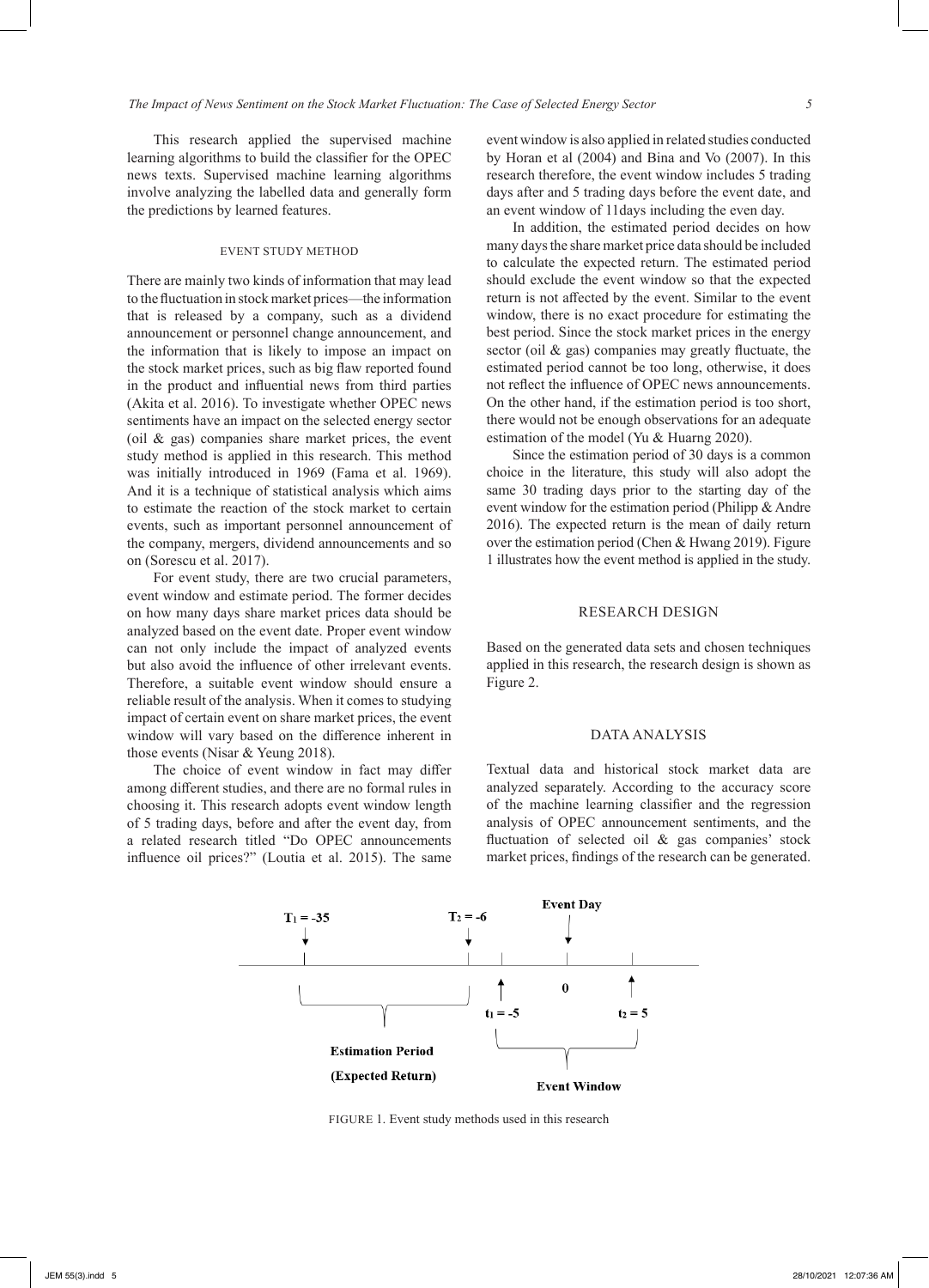This research applied the supervised machine learning algorithms to build the classifier for the OPEC news texts. Supervised machine learning algorithms involve analyzing the labelled data and generally form the predictions by learned features.

## EVENT STUDY METHOD

There are mainly two kinds of information that may lead to the fluctuation in stock market prices—the information that is released by a company, such as a dividend announcement or personnel change announcement, and the information that is likely to impose an impact on the stock market prices, such as big flaw reported found in the product and influential news from third parties (Akita et al. 2016). To investigate whether OPEC news sentiments have an impact on the selected energy sector (oil & gas) companies share market prices, the event study method is applied in this research. This method was initially introduced in 1969 (Fama et al. 1969). And it is a technique of statistical analysis which aims to estimate the reaction of the stock market to certain events, such as important personnel announcement of the company, mergers, dividend announcements and so on (Sorescu et al. 2017).

For event study, there are two crucial parameters, event window and estimate period. The former decides on how many days share market prices data should be analyzed based on the event date. Proper event window can not only include the impact of analyzed events but also avoid the influence of other irrelevant events. Therefore, a suitable event window should ensure a reliable result of the analysis. When it comes to studying impact of certain event on share market prices, the event window will vary based on the difference inherent in those events (Nisar & Yeung 2018).

The choice of event window in fact may differ among different studies, and there are no formal rules in choosing it. This research adopts event window length of 5 trading days, before and after the event day, from a related research titled "Do OPEC announcements influence oil prices?" (Loutia et al. 2015). The same event window is also applied in related studies conducted by Horan et al (2004) and Bina and Vo (2007). In this research therefore, the event window includes 5 trading days after and 5 trading days before the event date, and an event window of 11days including the even day.

In addition, the estimated period decides on how many days the share market price data should be included to calculate the expected return. The estimated period should exclude the event window so that the expected return is not affected by the event. Similar to the event window, there is no exact procedure for estimating the best period. Since the stock market prices in the energy sector (oil & gas) companies may greatly fluctuate, the estimated period cannot be too long, otherwise, it does not reflect the influence of OPEC news announcements. On the other hand, if the estimation period is too short, there would not be enough observations for an adequate estimation of the model (Yu & Huarng 2020).

Since the estimation period of 30 days is a common choice in the literature, this study will also adopt the same 30 trading days prior to the starting day of the event window for the estimation period (Philipp & Andre 2016). The expected return is the mean of daily return over the estimation period (Chen & Hwang 2019). Figure 1 illustrates how the event method is applied in the study.

## RESEARCH DESIGN

Based on the generated data sets and chosen techniques applied in this research, the research design is shown as Figure 2.

## DATA ANALYSIS

Textual data and historical stock market data are analyzed separately. According to the accuracy score of the machine learning classifier and the regression analysis of OPEC announcement sentiments, and the fluctuation of selected oil & gas companies' stock market prices, findings of the research can be generated.

$T_1 = -35$ $T_2 = -6$ Event Day 0 $t_1 = -5$ $t_2 = 5$

**Estimation Period (Expected Return)** **Event Window**

FIGURE 1. Event study methods used in this research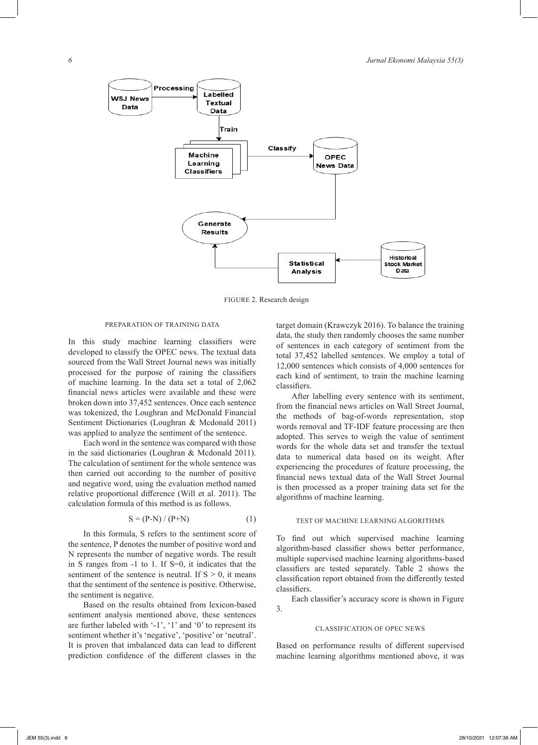FIGURE 2. Research design

## PREPARATION OF TRAINING DATA

In this study machine learning classifiers were developed to classify the OPEC news. The textual data sourced from the Wall Street Journal news was initially processed for the purpose of raining the classifiers of machine learning. In the data set a total of 2,062 financial news articles were available and these were broken down into 37,452 sentences. Once each sentence was tokenized, the Loughran and McDonald Financial Sentiment Dictionaries (Loughran & Mcdonald 2011) was applied to analyze the sentiment of the sentence.

Each word in the sentence was compared with those in the said dictionaries (Loughran & Mcdonald 2011). The calculation of sentiment for the whole sentence was then carried out according to the number of positive and negative word, using the evaluation method named relative proportional difference (Will et al. 2011). The calculation formula of this method is as follows.

$$S = (P-N) / (P+N) \qquad (1)$$

In this formula, S refers to the sentiment score of the sentence, P denotes the number of positive word and N represents the number of negative words. The result in S ranges from -1 to 1. If S=0, it indicates that the sentiment of the sentence is neutral. If $S > 0$, it means that the sentiment of the sentence is positive. Otherwise, the sentiment is negative.

Based on the results obtained from lexicon-based sentiment analysis mentioned above, these sentences are further labeled with '-1', '1' and '0' to represent its sentiment whether it's 'negative', 'positive' or 'neutral'. It is proven that imbalanced data can lead to different prediction confidence of the different classes in the target domain (Krawczyk 2016). To balance the training data, the study then randomly chooses the same number of sentences in each category of sentiment from the total 37,452 labelled sentences. We employ a total of 12,000 sentences which consists of 4,000 sentences for each kind of sentiment, to train the machine learning classifiers.

After labelling every sentence with its sentiment, from the financial news articles on Wall Street Journal, the methods of bag-of-words representation, stop words removal and TF-IDF feature processing are then adopted. This serves to weigh the value of sentiment words for the whole data set and transfer the textual data to numerical data based on its weight. After experiencing the procedures of feature processing, the financial news textual data of the Wall Street Journal is then processed as a proper training data set for the algorithms of machine learning.

## TEST OF MACHINE LEARNING ALGORITHMS

To find out which supervised machine learning algorithm-based classifier shows better performance, multiple supervised machine learning algorithms-based classifiers are tested separately. Table 2 shows the classification report obtained from the differently tested classifiers.

Each classifier's accuracy score is shown in Figure 3.

## CLASSIFICATION OF OPEC NEWS

Based on performance results of different supervised machine learning algorithms mentioned above, it was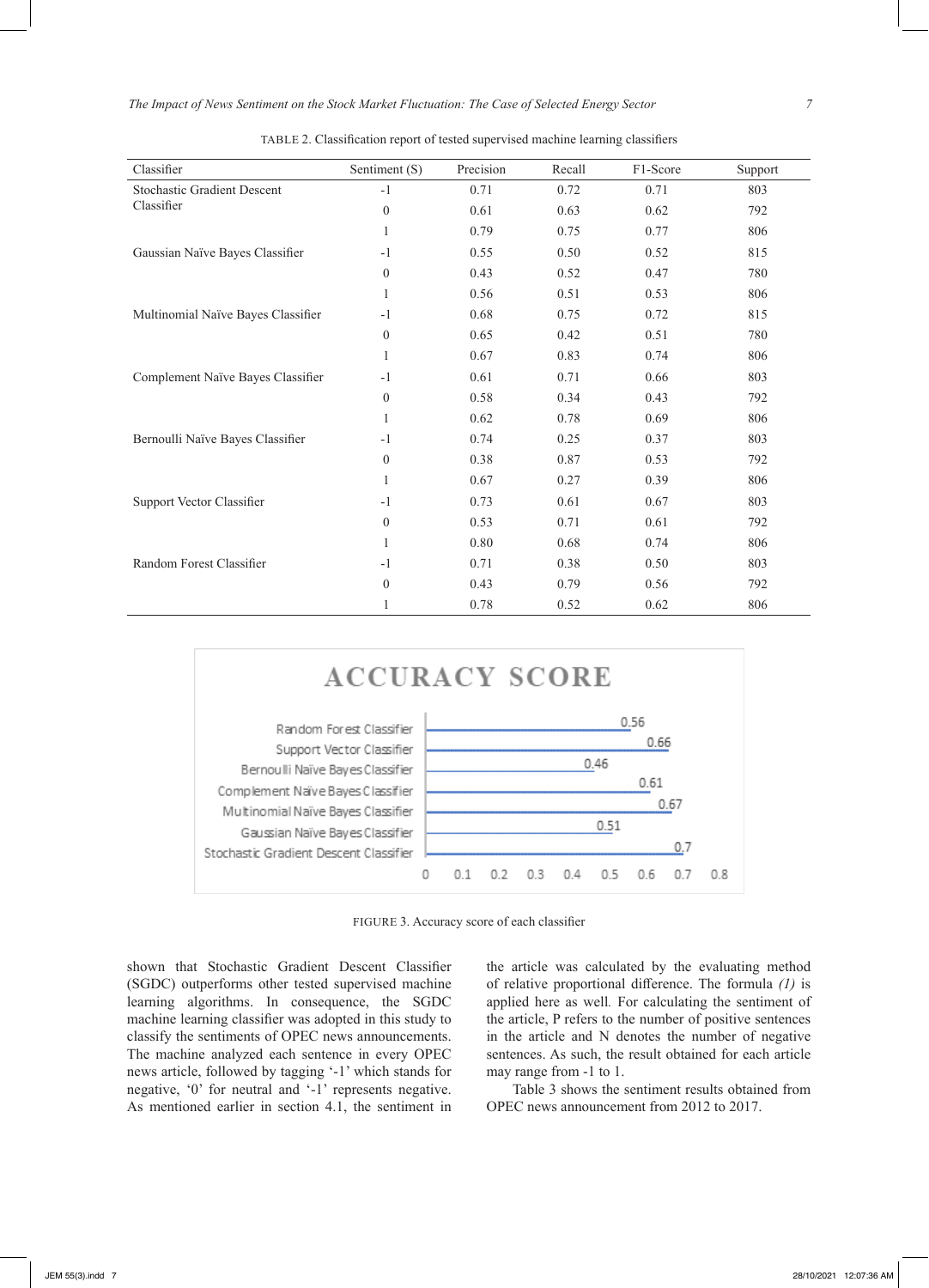TABLE 2. Classification report of tested supervised machine learning classifiers

| Classifier | Sentiment (S) | Precision | Recall | F1-Score | Support |
|---|---|---|---|---|---|
| Stochastic Gradient Descent Classifier | -1 | 0.71 | 0.72 | 0.71 | 803 |
| | 0 | 0.61 | 0.63 | 0.62 | 792 |
| | 1 | 0.79 | 0.75 | 0.77 | 806 |
| Gaussian Naïve Bayes Classifier | -1 | 0.55 | 0.50 | 0.52 | 815 |
| | 0 | 0.43 | 0.52 | 0.47 | 780 |
| | 1 | 0.56 | 0.51 | 0.53 | 806 |
| Multinomial Naïve Bayes Classifier | -1 | 0.68 | 0.75 | 0.72 | 815 |
| | 0 | 0.65 | 0.42 | 0.51 | 780 |
| | 1 | 0.67 | 0.83 | 0.74 | 806 |
| Complement Naïve Bayes Classifier | -1 | 0.61 | 0.71 | 0.66 | 803 |
| | 0 | 0.58 | 0.34 | 0.43 | 792 |
| | 1 | 0.62 | 0.78 | 0.69 | 806 |
| Bernoulli Naïve Bayes Classifier | -1 | 0.74 | 0.25 | 0.37 | 803 |
| | 0 | 0.38 | 0.87 | 0.53 | 792 |
| | 1 | 0.67 | 0.27 | 0.39 | 806 |
| Support Vector Classifier | -1 | 0.73 | 0.61 | 0.67 | 803 |
| | 0 | 0.53 | 0.71 | 0.61 | 792 |
| | 1 | 0.80 | 0.68 | 0.74 | 806 |
| Random Forest Classifier | -1 | 0.71 | 0.38 | 0.50 | 803 |
| | 0 | 0.43 | 0.79 | 0.56 | 792 |
| | 1 | 0.78 | 0.52 | 0.62 | 806 |

FIGURE 3. Accuracy score of each classifier

shown that Stochastic Gradient Descent Classifier (SGDC) outperforms other tested supervised machine learning algorithms. In consequence, the SGDC machine learning classifier was adopted in this study to classify the sentiments of OPEC news announcements. The machine analyzed each sentence in every OPEC news article, followed by tagging '-1' which stands for negative, '0' for neutral and '-1' represents negative. As mentioned earlier in section 4.1, the sentiment in the article was calculated by the evaluating method of relative proportional difference. The formula *(1)* is applied here as well. For calculating the sentiment of the article, P refers to the number of positive sentences in the article and N denotes the number of negative sentences. As such, the result obtained for each article may range from -1 to 1.

Table 3 shows the sentiment results obtained from OPEC news announcement from 2012 to 2017.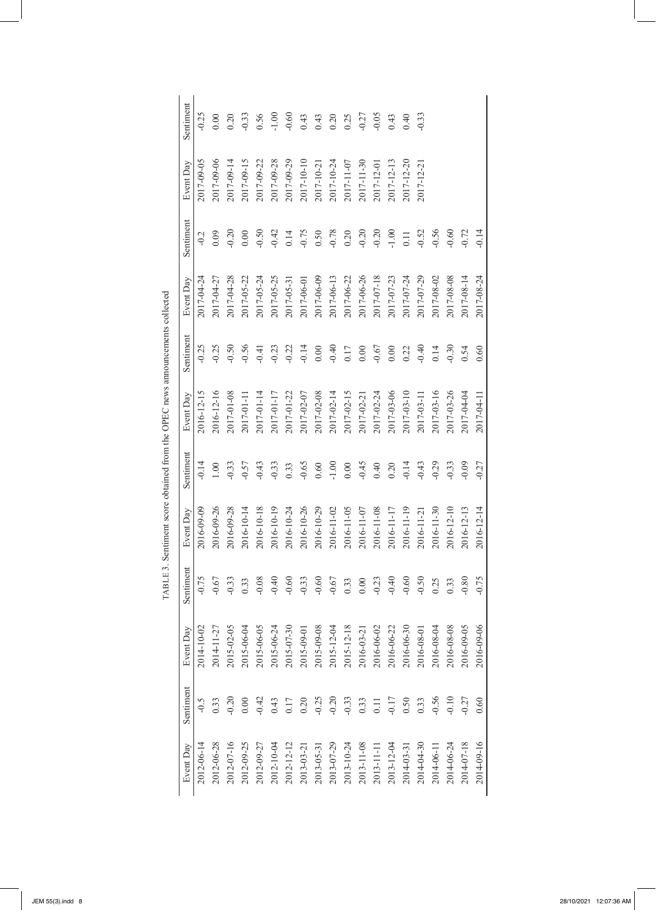TABLE 3. Sentiment score obtained from the OPEC news announcements collected

| Event Day | Sentiment | Event Day | Sentiment | Event Day | Sentiment | Event Day | Sentiment | Event Day | Sentiment | Event Day | Sentiment |
|---|---|---|---|---|---|---|---|---|---|---|---|
| 2012-06-14 | -0.5 | 2014-10-02 | -0.75 | 2016-09-09 | -0.14 | 2016-12-15 | -0.25 | 2017-04-24 | -0.2 | 2017-09-05 | -0.25 |
| 2012-06-28 | 0.33 | 2014-11-27 | -0.67 | 2016-09-26 | 1.00 | 2016-12-16 | -0.25 | 2017-04-27 | 0.09 | 2017-09-06 | 0.00 |
| 2012-07-16 | -0.20 | 2015-02-05 | -0.33 | 2016-09-28 | -0.33 | 2017-01-08 | -0.50 | 2017-04-28 | -0.20 | 2017-09-14 | 0.20 |
| 2012-09-25 | 0.00 | 2015-06-04 | 0.33 | 2016-10-14 | -0.57 | 2017-01-11 | -0.56 | 2017-05-22 | 0.00 | 2017-09-15 | -0.33 |
| 2012-09-27 | -0.42 | 2015-06-05 | -0.08 | 2016-10-18 | -0.43 | 2017-01-14 | -0.41 | 2017-05-24 | -0.50 | 2017-09-22 | 0.56 |
| 2012-10-04 | 0.43 | 2015-06-24 | -0.40 | 2016-10-19 | -0.33 | 2017-01-17 | -0.23 | 2017-05-25 | -0.42 | 2017-09-28 | -1.00 |
| 2012-12-12 | 0.17 | 2015-07-30 | -0.60 | 2016-10-24 | 0.33 | 2017-01-22 | -0.22 | 2017-05-31 | 0.14 | 2017-09-29 | -0.60 |
| 2013-03-21 | 0.20 | 2015-09-01 | -0.33 | 2016-10-26 | -0.65 | 2017-02-07 | -0.14 | 2017-06-01 | -0.75 | 2017-10-10 | 0.43 |
| 2013-05-31 | -0.25 | 2015-09-08 | -0.60 | 2016-10-29 | 0.60 | 2017-02-08 | 0.00 | 2017-06-09 | 0.50 | 2017-10-21 | 0.43 |
| 2013-07-29 | -0.20 | 2015-12-04 | -0.67 | 2016-11-02 | -1.00 | 2017-02-14 | -0.40 | 2017-06-13 | -0.78 | 2017-10-24 | 0.20 |
| 2013-10-24 | -0.33 | 2015-12-18 | 0.33 | 2016-11-05 | 0.00 | 2017-02-15 | 0.17 | 2017-06-22 | 0.20 | 2017-11-07 | 0.25 |
| 2013-11-08 | 0.33 | 2016-03-21 | 0.00 | 2016-11-07 | -0.45 | 2017-02-21 | 0.00 | 2017-06-26 | -0.20 | 2017-11-30 | -0.27 |
| 2013-11-11 | 0.11 | 2016-06-02 | -0.23 | 2016-11-08 | 0.40 | 2017-02-24 | -0.67 | 2017-07-18 | -0.20 | 2017-12-01 | -0.05 |
| 2013-12-04 | -0.17 | 2016-06-22 | -0.40 | 2016-11-17 | 0.20 | 2017-03-06 | 0.00 | 2017-07-23 | -1.00 | 2017-12-13 | 0.43 |
| 2014-03-31 | 0.50 | 2016-06-30 | -0.60 | 2016-11-19 | -0.14 | 2017-03-10 | 0.22 | 2017-07-24 | 0.11 | 2017-12-20 | 0.40 |
| 2014-04-30 | 0.33 | 2016-08-01 | -0.50 | 2016-11-21 | -0.43 | 2017-03-11 | -0.40 | 2017-07-29 | -0.52 | 2017-12-21 | -0.33 |
| 2014-06-11 | -0.56 | 2016-08-04 | 0.25 | 2016-11-30 | -0.29 | 2017-03-16 | 0.14 | 2017-08-02 | -0.56 | | |
| 2014-06-24 | -0.10 | 2016-08-08 | 0.33 | 2016-12-10 | -0.33 | 2017-03-26 | -0.30 | 2017-08-08 | -0.60 | | |
| 2014-07-18 | -0.27 | 2016-09-05 | -0.80 | 2016-12-13 | -0.09 | 2017-04-04 | 0.54 | 2017-08-14 | -0.72 | | |
| 2014-09-16 | 0.60 | 2016-09-06 | -0.75 | 2016-12-14 | -0.27 | 2017-04-11 | 0.60 | 2017-08-24 | -0.14 | | |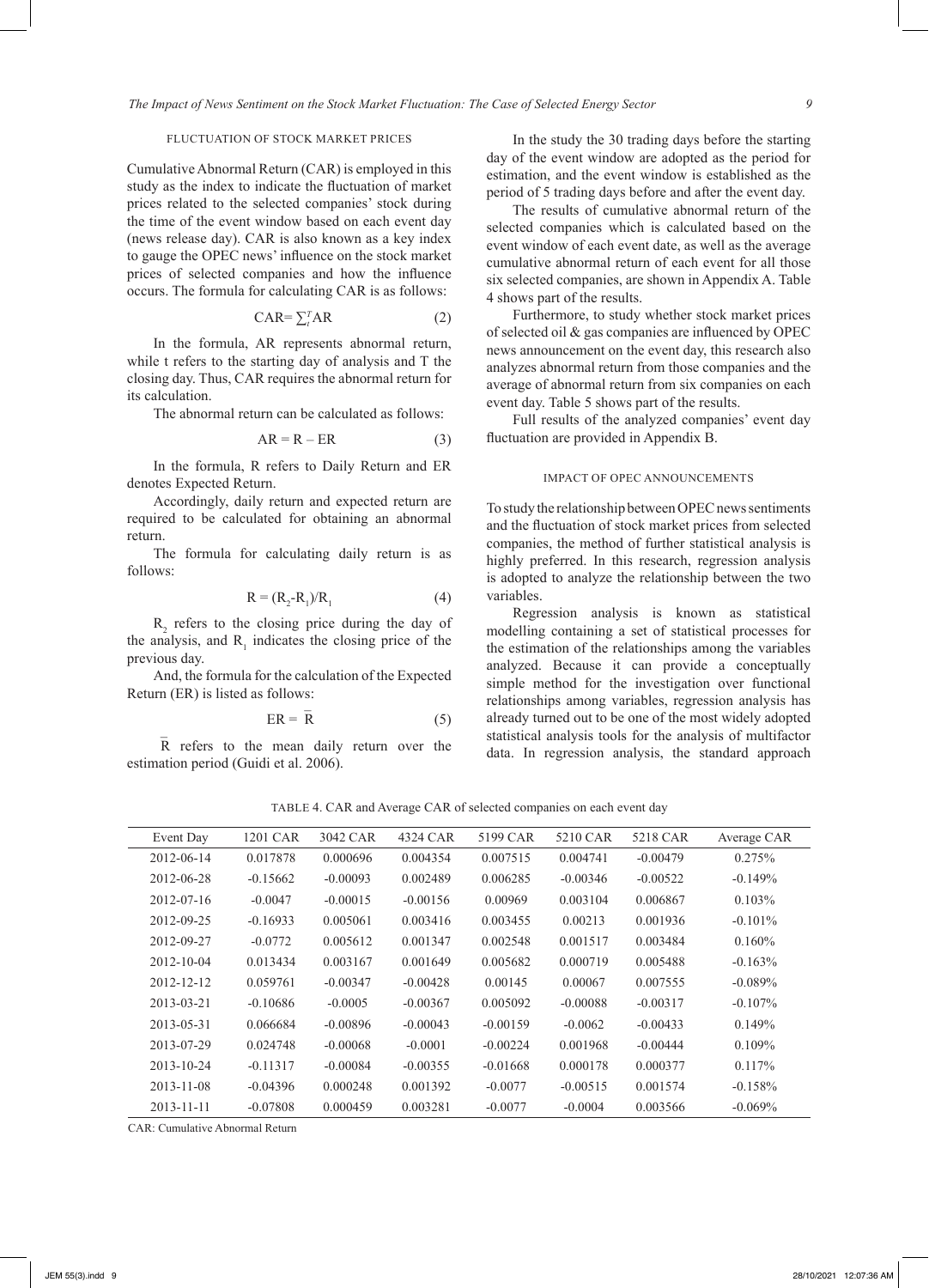### FLUCTUATION OF STOCK MARKET PRICES

Cumulative Abnormal Return (CAR) is employed in this study as the index to indicate the fluctuation of market prices related to the selected companies' stock during the time of the event window based on each event day (news release day). CAR is also known as a key index to gauge the OPEC news' influence on the stock market prices of selected companies and how the influence occurs. The formula for calculating CAR is as follows:

$$\text{CAR} = \sum_{t}^{T} \text{AR} \tag{2}$$

In the formula, AR represents abnormal return, while t refers to the starting day of analysis and T the closing day. Thus, CAR requires the abnormal return for its calculation.

The abnormal return can be calculated as follows:

$$\text{AR} = \text{R} - \text{ER} \tag{3}$$

In the formula, R refers to Daily Return and ER denotes Expected Return.

Accordingly, daily return and expected return are required to be calculated for obtaining an abnormal return.

The formula for calculating daily return is as follows:

$$\text{R} = (\text{R}_2 - \text{R}_1)/\text{R}_1 \tag{4}$$

$R_2$ refers to the closing price during the day of the analysis, and $R_1$ indicates the closing price of the previous day.

And, the formula for the calculation of the Expected Return (ER) is listed as follows:

$$\text{ER} = \bar{\text{R}} \tag{5}$$

$\bar{R}$ refers to the mean daily return over the estimation period (Guidi et al. 2006).

In the study the 30 trading days before the starting day of the event window are adopted as the period for estimation, and the event window is established as the period of 5 trading days before and after the event day.

The results of cumulative abnormal return of the selected companies which is calculated based on the event window of each event date, as well as the average cumulative abnormal return of each event for all those six selected companies, are shown in Appendix A. Table 4 shows part of the results.

Furthermore, to study whether stock market prices of selected oil & gas companies are influenced by OPEC news announcement on the event day, this research also analyzes abnormal return from those companies and the average of abnormal return from six companies on each event day. Table 5 shows part of the results.

Full results of the analyzed companies' event day fluctuation are provided in Appendix B.

### IMPACT OF OPEC ANNOUNCEMENTS

To study the relationship between OPEC news sentiments and the fluctuation of stock market prices from selected companies, the method of further statistical analysis is highly preferred. In this research, regression analysis is adopted to analyze the relationship between the two variables.

Regression analysis is known as statistical modelling containing a set of statistical processes for the estimation of the relationships among the variables analyzed. Because it can provide a conceptually simple method for the investigation over functional relationships among variables, regression analysis has already turned out to be one of the most widely adopted statistical analysis tools for the analysis of multifactor data. In regression analysis, the standard approach

TABLE 4. CAR and Average CAR of selected companies on each event day

| Event Day | 1201 CAR | 3042 CAR | 4324 CAR | 5199 CAR | 5210 CAR | 5218 CAR | Average CAR |
|---|---|---|---|---|---|---|---|
| 2012-06-14 | 0.017878 | 0.000696 | 0.004354 | 0.007515 | 0.004741 | -0.00479 | 0.275% |
| 2012-06-28 | -0.15662 | -0.00093 | 0.002489 | 0.006285 | -0.00346 | -0.00522 | -0.149% |
| 2012-07-16 | -0.0047 | -0.00015 | -0.00156 | 0.00969 | 0.003104 | 0.006867 | 0.103% |
| 2012-09-25 | -0.16933 | 0.005061 | 0.003416 | 0.003455 | 0.00213 | 0.001936 | -0.101% |
| 2012-09-27 | -0.0772 | 0.005612 | 0.001347 | 0.002548 | 0.001517 | 0.003484 | 0.160% |
| 2012-10-04 | 0.013434 | 0.003167 | 0.001649 | 0.005682 | 0.000719 | 0.005488 | -0.163% |
| 2012-12-12 | 0.059761 | -0.00347 | -0.00428 | 0.00145 | 0.00067 | 0.007555 | -0.089% |
| 2013-03-21 | -0.10686 | -0.0005 | -0.00367 | 0.005092 | -0.00088 | -0.00317 | -0.107% |
| 2013-05-31 | 0.066684 | -0.00896 | -0.00043 | -0.00159 | -0.0062 | -0.00433 | 0.149% |
| 2013-07-29 | 0.024748 | -0.00068 | -0.0001 | -0.00224 | 0.001968 | -0.00444 | 0.109% |
| 2013-10-24 | -0.11317 | -0.00084 | -0.00355 | -0.01668 | 0.000178 | 0.000377 | 0.117% |
| 2013-11-08 | -0.04396 | 0.000248 | 0.001392 | -0.0077 | -0.00515 | 0.001574 | -0.158% |
| 2013-11-11 | -0.07808 | 0.000459 | 0.003281 | -0.0077 | -0.0004 | 0.003566 | -0.069% |

CAR: Cumulative Abnormal Return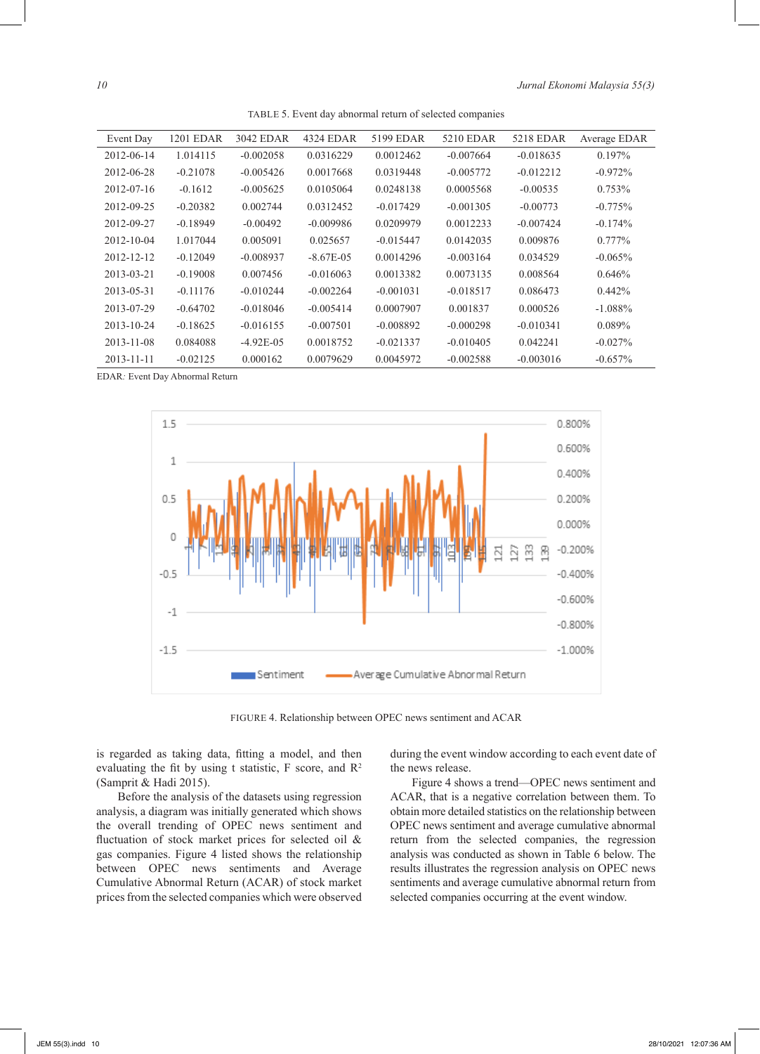TABLE 5. Event day abnormal return of selected companies

| Event Day | 1201 EDAR | 3042 EDAR | 4324 EDAR | 5199 EDAR | 5210 EDAR | 5218 EDAR | Average EDAR |
|---|---|---|---|---|---|---|---|
| 2012-06-14 | 1.014115 | -0.002058 | 0.0316229 | 0.0012462 | -0.007664 | -0.018635 | 0.197% |
| 2012-06-28 | -0.21078 | -0.005426 | 0.0017668 | 0.0319448 | -0.005772 | -0.012212 | -0.972% |
| 2012-07-16 | -0.1612 | -0.005625 | 0.0105064 | 0.0248138 | 0.0005568 | -0.00535 | 0.753% |
| 2012-09-25 | -0.20382 | 0.002744 | 0.0312452 | -0.017429 | -0.001305 | -0.00773 | -0.775% |
| 2012-09-27 | -0.18949 | -0.00492 | -0.009986 | 0.0209979 | 0.0012233 | -0.007424 | -0.174% |
| 2012-10-04 | 1.017044 | 0.005091 | 0.025657 | -0.015447 | 0.0142035 | 0.009876 | 0.777% |
| 2012-12-12 | -0.12049 | -0.008937 | -8.67E-05 | 0.0014296 | -0.003164 | 0.034529 | -0.065% |
| 2013-03-21 | -0.19008 | 0.007456 | -0.016063 | 0.0013382 | 0.0073135 | 0.008564 | 0.646% |
| 2013-05-31 | -0.11176 | -0.010244 | -0.002264 | -0.001031 | -0.018517 | 0.086473 | 0.442% |
| 2013-07-29 | -0.64702 | -0.018046 | -0.005414 | 0.0007907 | 0.001837 | 0.000526 | -1.088% |
| 2013-10-24 | -0.18625 | -0.016155 | -0.007501 | -0.008892 | -0.000298 | -0.010341 | 0.089% |
| 2013-11-08 | 0.084088 | -4.92E-05 | 0.0018752 | -0.021337 | -0.010405 | 0.042241 | -0.027% |
| 2013-11-11 | -0.02125 | 0.000162 | 0.0079629 | 0.0045972 | -0.002588 | -0.003016 | -0.657% |

EDAR: Event Day Abnormal Return

FIGURE 4. Relationship between OPEC news sentiment and ACAR

is regarded as taking data, fitting a model, and then evaluating the fit by using t statistic, F score, and $R^2$ (Samprit & Hadi 2015).

Before the analysis of the datasets using regression analysis, a diagram was initially generated which shows the overall trending of OPEC news sentiment and fluctuation of stock market prices for selected oil & gas companies. Figure 4 listed shows the relationship between OPEC news sentiments and Average Cumulative Abnormal Return (ACAR) of stock market prices from the selected companies which were observed during the event window according to each event date of the news release.

Figure 4 shows a trend—OPEC news sentiment and ACAR, that is a negative correlation between them. To obtain more detailed statistics on the relationship between OPEC news sentiment and average cumulative abnormal return from the selected companies, the regression analysis was conducted as shown in Table 6 below. The results illustrates the regression analysis on OPEC news sentiments and average cumulative abnormal return from selected companies occurring at the event window.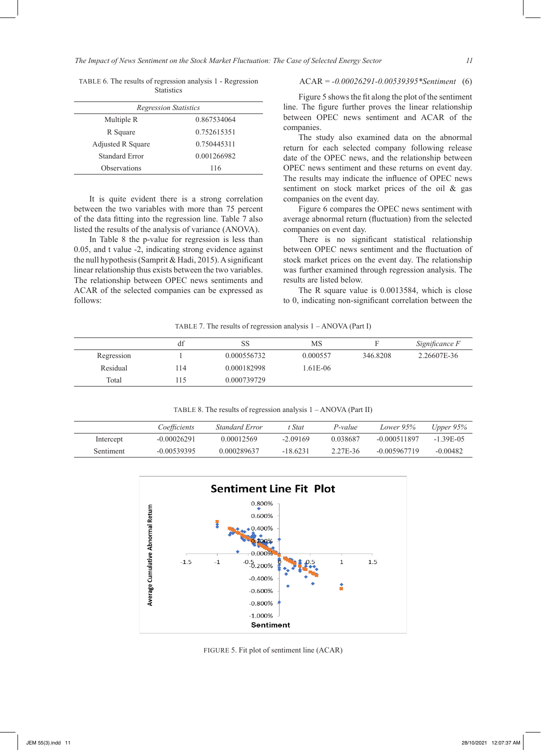TABLE 6. The results of regression analysis 1 - Regression Statistics

| *Regression Statistics* | |
|---|---|
| Multiple R | 0.867534064 |
| R Square | 0.752615351 |
| Adjusted R Square | 0.750445311 |
| Standard Error | 0.001266982 |
| Observations | 116 |

It is quite evident there is a strong correlation between the two variables with more than 75 percent of the data fitting into the regression line. Table 7 also listed the results of the analysis of variance (ANOVA).

In Table 8 the p-value for regression is less than 0.05, and t value -2, indicating strong evidence against the null hypothesis (Samprit & Hadi, 2015). A significant linear relationship thus exists between the two variables. The relationship between OPEC news sentiments and ACAR of the selected companies can be expressed as follows:

$$ACAR = -0.00026291 - 0.00539395 * Sentiment \quad (6)$$

Figure 5 shows the fit along the plot of the sentiment line. The figure further proves the linear relationship between OPEC news sentiment and ACAR of the companies.

The study also examined data on the abnormal return for each selected company following release date of the OPEC news, and the relationship between OPEC news sentiment and these returns on event day. The results may indicate the influence of OPEC news sentiment on stock market prices of the oil & gas companies on the event day.

Figure 6 compares the OPEC news sentiment with average abnormal return (fluctuation) from the selected companies on event day.

There is no significant statistical relationship between OPEC news sentiment and the fluctuation of stock market prices on the event day. The relationship was further examined through regression analysis. The results are listed below.

The R square value is 0.0013584, which is close to 0, indicating non-significant correlation between the

TABLE 7. The results of regression analysis 1 – ANOVA (Part I)

| | df | SS | MS | F | *Significance F* |
|---|---|---|---|---|---|
| Regression | 1 | 0.000556732 | 0.000557 | 346.8208 | 2.26607E-36 |
| Residual | 114 | 0.000182998 | 1.61E-06 | | |
| Total | 115 | 0.000739729 | | | |

TABLE 8. The results of regression analysis 1 – ANOVA (Part II)

| | *Coefficients* | *Standard Error* | *t Stat* | *P-value* | *Lower 95%* | *Upper 95%* |
|---|---|---|---|---|---|---|
| Intercept | -0.00026291 | 0.00012569 | -2.09169 | 0.038687 | -0.000511897 | -1.39E-05 |
| Sentiment | -0.00539395 | 0.000289637 | -18.6231 | 2.27E-36 | -0.005967719 | -0.00482 |

FIGURE 5. Fit plot of sentiment line (ACAR)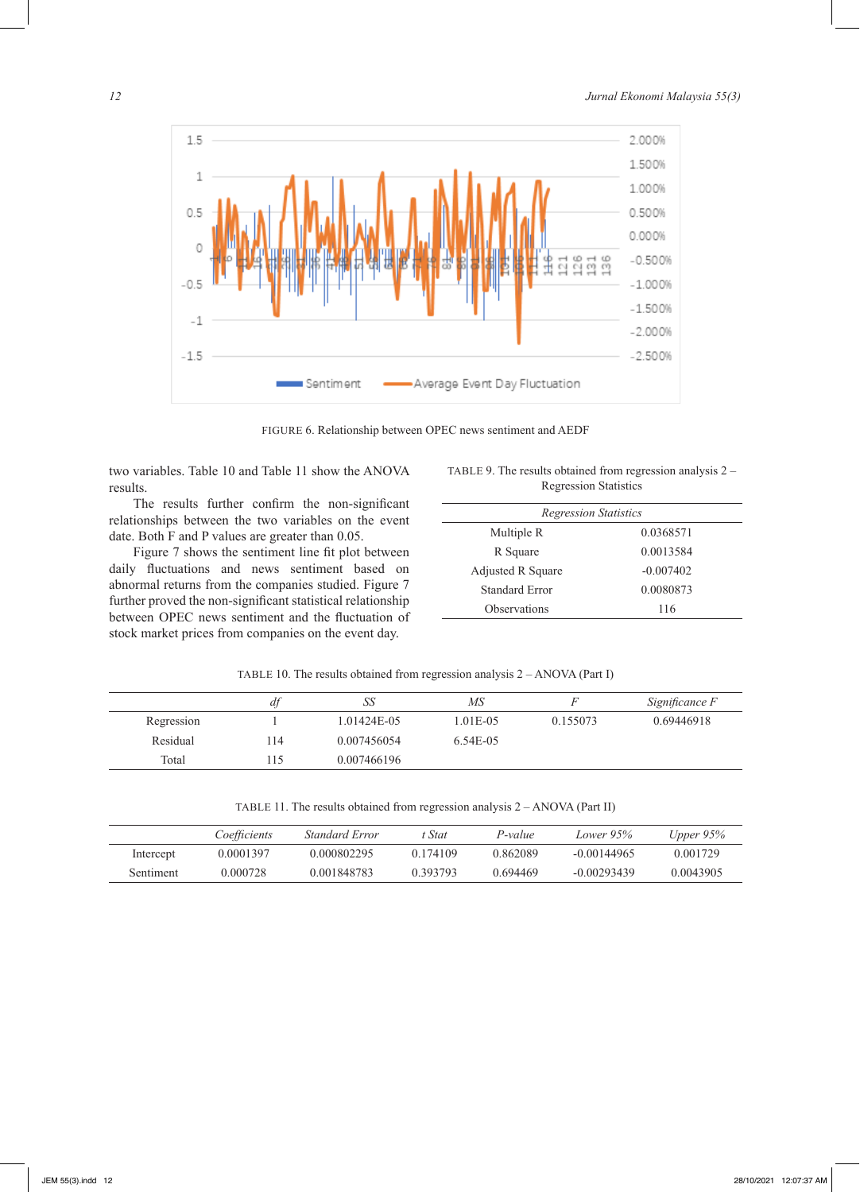FIGURE 6. Relationship between OPEC news sentiment and AEDF

two variables. Table 10 and Table 11 show the ANOVA results.

The results further confirm the non-significant relationships between the two variables on the event date. Both F and P values are greater than 0.05.

Figure 7 shows the sentiment line fit plot between daily fluctuations and news sentiment based on abnormal returns from the companies studied. Figure 7 further proved the non-significant statistical relationship between OPEC news sentiment and the fluctuation of stock market prices from companies on the event day.

TABLE 9. The results obtained from regression analysis 2 – Regression Statistics

| *Regression Statistics* | |
|---|---|
| Multiple R | 0.0368571 |
| R Square | 0.0013584 |
| Adjusted R Square | -0.007402 |
| Standard Error | 0.0080873 |
| Observations | 116 |

TABLE 10. The results obtained from regression analysis 2 – ANOVA (Part I)

| | *df* | *SS* | *MS* | *F* | *Significance F* |
|---|---|---|---|---|---|
| Regression | 1 | 1.01424E-05 | 1.01E-05 | 0.155073 | 0.69446918 |
| Residual | 114 | 0.007456054 | 6.54E-05 | | |
| Total | 115 | 0.007466196 | | | |

TABLE 11. The results obtained from regression analysis 2 – ANOVA (Part II)

| | *Coefficients* | *Standard Error* | *t Stat* | *P-value* | *Lower 95%* | *Upper 95%* |
|---|---|---|---|---|---|---|
| Intercept | 0.0001397 | 0.000802295 | 0.174109 | 0.862089 | -0.00144965 | 0.001729 |
| Sentiment | 0.000728 | 0.001848783 | 0.393793 | 0.694469 | -0.00293439 | 0.0043905 |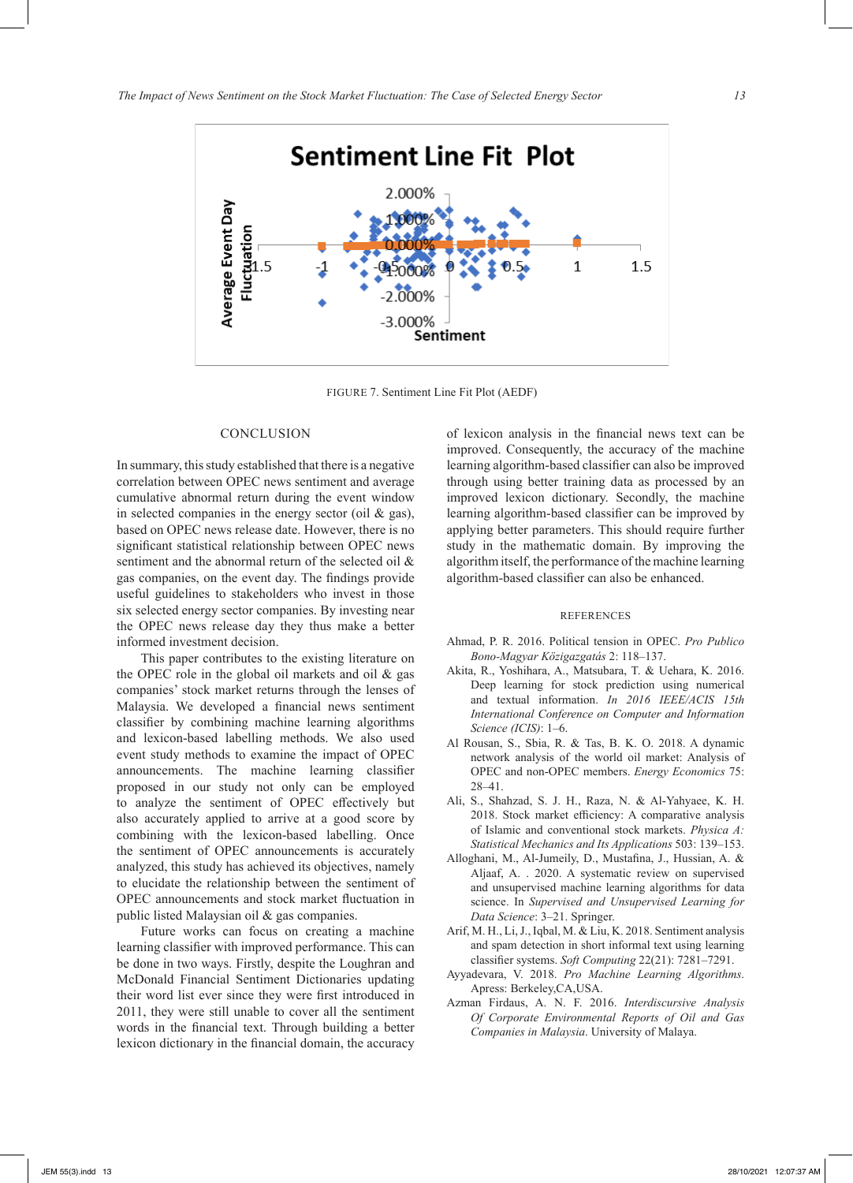FIGURE 7. Sentiment Line Fit Plot (AEDF)

## CONCLUSION

In summary, this study established that there is a negative correlation between OPEC news sentiment and average cumulative abnormal return during the event window in selected companies in the energy sector (oil & gas), based on OPEC news release date. However, there is no significant statistical relationship between OPEC news sentiment and the abnormal return of the selected oil & gas companies, on the event day. The findings provide useful guidelines to stakeholders who invest in those six selected energy sector companies. By investing near the OPEC news release day they thus make a better informed investment decision.

This paper contributes to the existing literature on the OPEC role in the global oil markets and oil & gas companies' stock market returns through the lenses of Malaysia. We developed a financial news sentiment classifier by combining machine learning algorithms and lexicon-based labelling methods. We also used event study methods to examine the impact of OPEC announcements. The machine learning classifier proposed in our study not only can be employed to analyze the sentiment of OPEC effectively but also accurately applied to arrive at a good score by combining with the lexicon-based labelling. Once the sentiment of OPEC announcements is accurately analyzed, this study has achieved its objectives, namely to elucidate the relationship between the sentiment of OPEC announcements and stock market fluctuation in public listed Malaysian oil & gas companies.

Future works can focus on creating a machine learning classifier with improved performance. This can be done in two ways. Firstly, despite the Loughran and McDonald Financial Sentiment Dictionaries updating their word list ever since they were first introduced in 2011, they were still unable to cover all the sentiment words in the financial text. Through building a better lexicon dictionary in the financial domain, the accuracy of lexicon analysis in the financial news text can be improved. Consequently, the accuracy of the machine learning algorithm-based classifier can also be improved through using better training data as processed by an improved lexicon dictionary. Secondly, the machine learning algorithm-based classifier can be improved by applying better parameters. This should require further study in the mathematic domain. By improving the algorithm itself, the performance of the machine learning algorithm-based classifier can also be enhanced.

## REFERENCES

Ahmad, P. R. 2016. Political tension in OPEC. *Pro Publico Bono-Magyar Közigazgatás* 2: 118–137.

Akita, R., Yoshihara, A., Matsubara, T. & Uehara, K. 2016. Deep learning for stock prediction using numerical and textual information. *In 2016 IEEE/ACIS 15th International Conference on Computer and Information Science (ICIS)*: 1–6.

Al Rousan, S., Sbia, R. & Tas, B. K. O. 2018. A dynamic network analysis of the world oil market: Analysis of OPEC and non-OPEC members. *Energy Economics* 75: 28–41.

Ali, S., Shahzad, S. J. H., Raza, N. & Al-Yahyaee, K. H. 2018. Stock market efficiency: A comparative analysis of Islamic and conventional stock markets. *Physica A: Statistical Mechanics and Its Applications* 503: 139–153.

Alloghani, M., Al-Jumeily, D., Mustafina, J., Hussian, A. & Aljaaf, A. . 2020. A systematic review on supervised and unsupervised machine learning algorithms for data science. In *Supervised and Unsupervised Learning for Data Science*: 3–21. Springer.

Arif, M. H., Li, J., Iqbal, M. & Liu, K. 2018. Sentiment analysis and spam detection in short informal text using learning classifier systems. *Soft Computing* 22(21): 7281–7291.

Ayyadevara, V. 2018. *Pro Machine Learning Algorithms*. Apress: Berkeley,CA,USA.

Azman Firdaus, A. N. F. 2016. *Interdiscursive Analysis Of Corporate Environmental Reports of Oil and Gas Companies in Malaysia*. University of Malaya.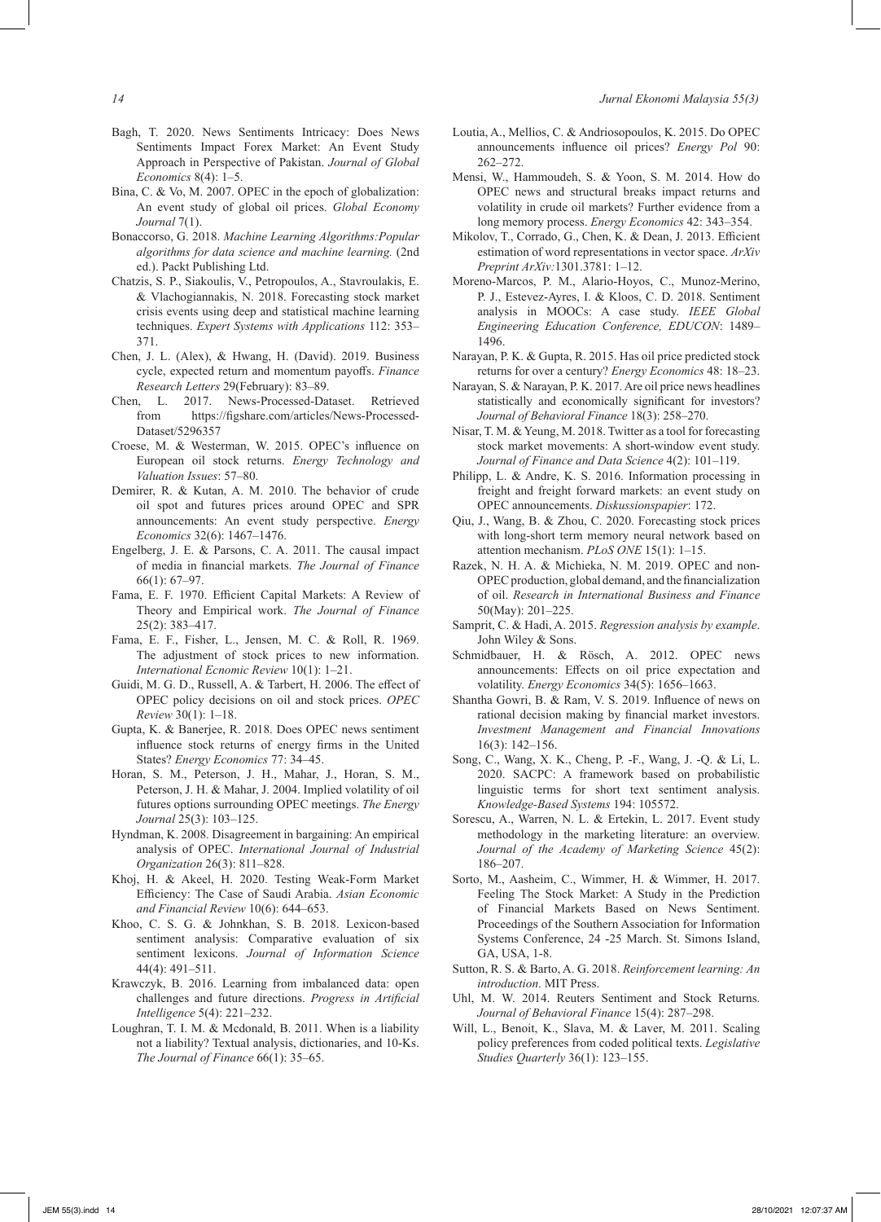Bagh, T. 2020. News Sentiments Intricacy: Does News Sentiments Impact Forex Market: An Event Study Approach in Perspective of Pakistan. *Journal of Global Economics* 8(4): 1–5.

Bina, C. & Vo, M. 2007. OPEC in the epoch of globalization: An event study of global oil prices. *Global Economy Journal* 7(1).

Bonaccorso, G. 2018. *Machine Learning Algorithms:Popular algorithms for data science and machine learning.* (2nd ed.). Packt Publishing Ltd.

Chatzis, S. P., Siakoulis, V., Petropoulos, A., Stavroulakis, E. & Vlachogiannakis, N. 2018. Forecasting stock market crisis events using deep and statistical machine learning techniques. *Expert Systems with Applications* 112: 353–371.

Chen, J. L. (Alex), & Hwang, H. (David). 2019. Business cycle, expected return and momentum payoffs. *Finance Research Letters* 29(February): 83–89.

Chen, L. 2017. News-Processed-Dataset. Retrieved from https://figshare.com/articles/News-Processed-Dataset/5296357

Croese, M. & Westerman, W. 2015. OPEC's influence on European oil stock returns. *Energy Technology and Valuation Issues*: 57–80.

Demirer, R. & Kutan, A. M. 2010. The behavior of crude oil spot and futures prices around OPEC and SPR announcements: An event study perspective. *Energy Economics* 32(6): 1467–1476.

Engelberg, J. E. & Parsons, C. A. 2011. The causal impact of media in financial markets. *The Journal of Finance* 66(1): 67–97.

Fama, E. F. 1970. Efficient Capital Markets: A Review of Theory and Empirical work. *The Journal of Finance* 25(2): 383–417.

Fama, E. F., Fisher, L., Jensen, M. C. & Roll, R. 1969. The adjustment of stock prices to new information. *International Ecnomic Review* 10(1): 1–21.

Guidi, M. G. D., Russell, A. & Tarbert, H. 2006. The effect of OPEC policy decisions on oil and stock prices. *OPEC Review* 30(1): 1–18.

Gupta, K. & Banerjee, R. 2018. Does OPEC news sentiment influence stock returns of energy firms in the United States? *Energy Economics* 77: 34–45.

Horan, S. M., Peterson, J. H., Mahar, J., Horan, S. M., Peterson, J. H. & Mahar, J. 2004. Implied volatility of oil futures options surrounding OPEC meetings. *The Energy Journal* 25(3): 103–125.

Hyndman, K. 2008. Disagreement in bargaining: An empirical analysis of OPEC. *International Journal of Industrial Organization* 26(3): 811–828.

Khoj, H. & Akeel, H. 2020. Testing Weak-Form Market Efficiency: The Case of Saudi Arabia. *Asian Economic and Financial Review* 10(6): 644–653.

Khoo, C. S. G. & Johnkhan, S. B. 2018. Lexicon-based sentiment analysis: Comparative evaluation of six sentiment lexicons. *Journal of Information Science* 44(4): 491–511.

Krawczyk, B. 2016. Learning from imbalanced data: open challenges and future directions. *Progress in Artificial Intelligence* 5(4): 221–232.

Loughran, T. I. M. & Mcdonald, B. 2011. When is a liability not a liability? Textual analysis, dictionaries, and 10-Ks. *The Journal of Finance* 66(1): 35–65.

Loutia, A., Mellios, C. & Andriosopoulos, K. 2015. Do OPEC announcements influence oil prices? *Energy Pol* 90: 262–272.

Mensi, W., Hammoudeh, S. & Yoon, S. M. 2014. How do OPEC news and structural breaks impact returns and volatility in crude oil markets? Further evidence from a long memory process. *Energy Economics* 42: 343–354.

Mikolov, T., Corrado, G., Chen, K. & Dean, J. 2013. Efficient estimation of word representations in vector space. *ArXiv Preprint ArXiv:*1301.3781: 1–12.

Moreno-Marcos, P. M., Alario-Hoyos, C., Munoz-Merino, P. J., Estevez-Ayres, I. & Kloos, C. D. 2018. Sentiment analysis in MOOCs: A case study. *IEEE Global Engineering Education Conference, EDUCON*: 1489–1496.

Narayan, P. K. & Gupta, R. 2015. Has oil price predicted stock returns for over a century? *Energy Economics* 48: 18–23.

Narayan, S. & Narayan, P. K. 2017. Are oil price news headlines statistically and economically significant for investors? *Journal of Behavioral Finance* 18(3): 258–270.

Nisar, T. M. & Yeung, M. 2018. Twitter as a tool for forecasting stock market movements: A short-window event study. *Journal of Finance and Data Science* 4(2): 101–119.

Philipp, L. & Andre, K. S. 2016. Information processing in freight and freight forward markets: an event study on OPEC announcements. *Diskussionspapier*: 172.

Qiu, J., Wang, B. & Zhou, C. 2020. Forecasting stock prices with long-short term memory neural network based on attention mechanism. *PLoS ONE* 15(1): 1–15.

Razek, N. H. A. & Michieka, N. M. 2019. OPEC and non-OPEC production, global demand, and the financialization of oil. *Research in International Business and Finance* 50(May): 201–225.

Samprit, C. & Hadi, A. 2015. *Regression analysis by example*. John Wiley & Sons.

Schmidbauer, H. & Rösch, A. 2012. OPEC news announcements: Effects on oil price expectation and volatility. *Energy Economics* 34(5): 1656–1663.

Shantha Gowri, B. & Ram, V. S. 2019. Influence of news on rational decision making by financial market investors. *Investment Management and Financial Innovations* 16(3): 142–156.

Song, C., Wang, X. K., Cheng, P. -F., Wang, J. -Q. & Li, L. 2020. SACPC: A framework based on probabilistic linguistic terms for short text sentiment analysis. *Knowledge-Based Systems* 194: 105572.

Sorescu, A., Warren, N. L. & Ertekin, L. 2017. Event study methodology in the marketing literature: an overview. *Journal of the Academy of Marketing Science* 45(2): 186–207.

Sorto, M., Aasheim, C., Wimmer, H. & Wimmer, H. 2017. Feeling The Stock Market: A Study in the Prediction of Financial Markets Based on News Sentiment. Proceedings of the Southern Association for Information Systems Conference, 24 -25 March. St. Simons Island, GA, USA, 1-8.

Sutton, R. S. & Barto, A. G. 2018. *Reinforcement learning: An introduction*. MIT Press.

Uhl, M. W. 2014. Reuters Sentiment and Stock Returns. *Journal of Behavioral Finance* 15(4): 287–298.

Will, L., Benoit, K., Slava, M. & Laver, M. 2011. Scaling policy preferences from coded political texts. *Legislative Studies Quarterly* 36(1): 123–155.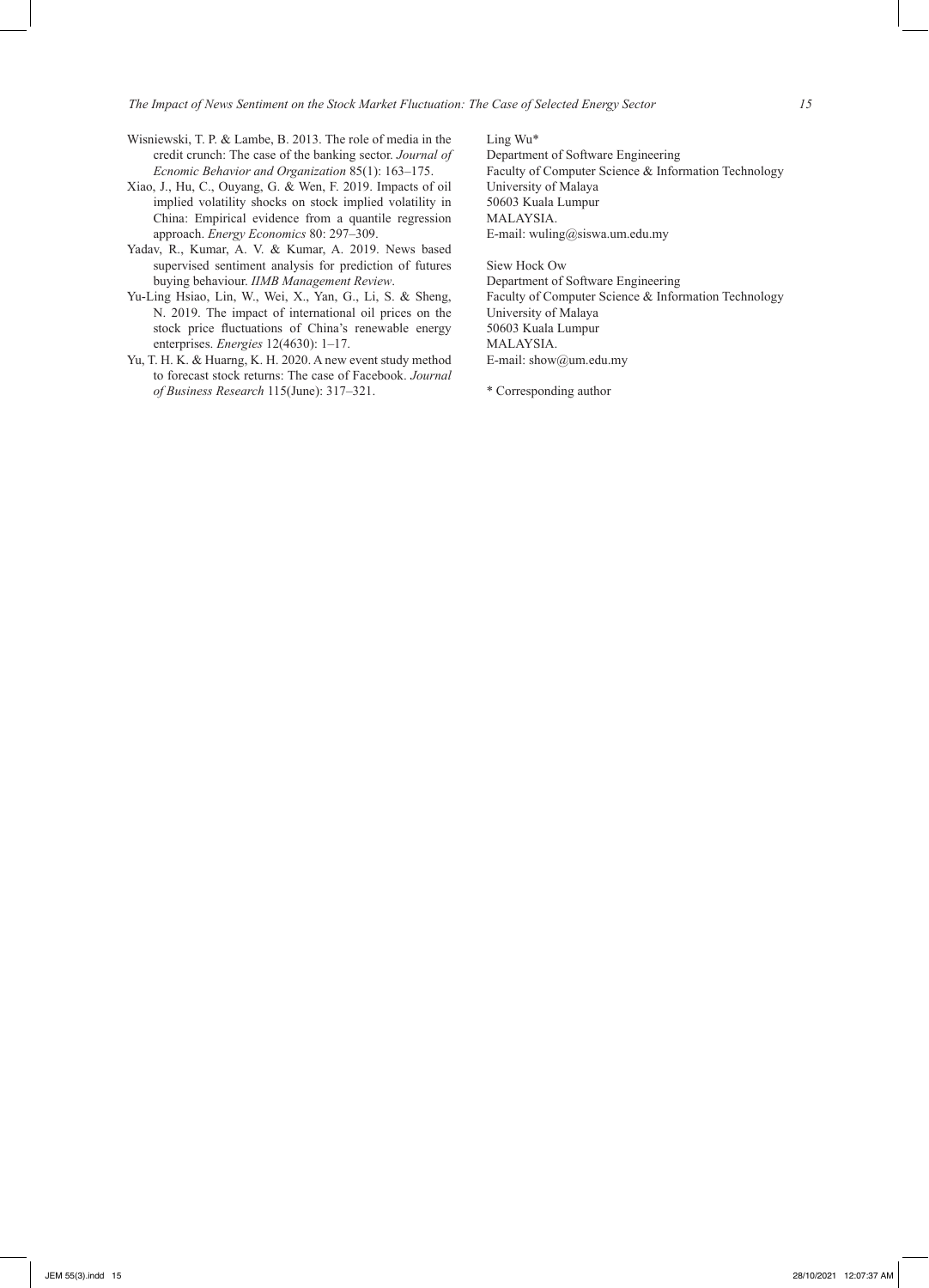Wisniewski, T. P. & Lambe, B. 2013. The role of media in the credit crunch: The case of the banking sector. *Journal of Ecnomic Behavior and Organization* 85(1): 163–175.

Xiao, J., Hu, C., Ouyang, G. & Wen, F. 2019. Impacts of oil implied volatility shocks on stock implied volatility in China: Empirical evidence from a quantile regression approach. *Energy Economics* 80: 297–309.

Yadav, R., Kumar, A. V. & Kumar, A. 2019. News based supervised sentiment analysis for prediction of futures buying behaviour. *IIMB Management Review*.

Yu-Ling Hsiao, Lin, W., Wei, X., Yan, G., Li, S. & Sheng, N. 2019. The impact of international oil prices on the stock price fluctuations of China's renewable energy enterprises. *Energies* 12(4630): 1–17.

Yu, T. H. K. & Huarng, K. H. 2020. A new event study method to forecast stock returns: The case of Facebook. *Journal of Business Research* 115(June): 317–321.

Ling Wu*
Department of Software Engineering
Faculty of Computer Science & Information Technology
University of Malaya
50603 Kuala Lumpur
MALAYSIA.
E-mail: wuling@siswa.um.edu.my

Siew Hock Ow
Department of Software Engineering
Faculty of Computer Science & Information Technology
University of Malaya
50603 Kuala Lumpur
MALAYSIA.
E-mail: show@um.edu.my

* Corresponding author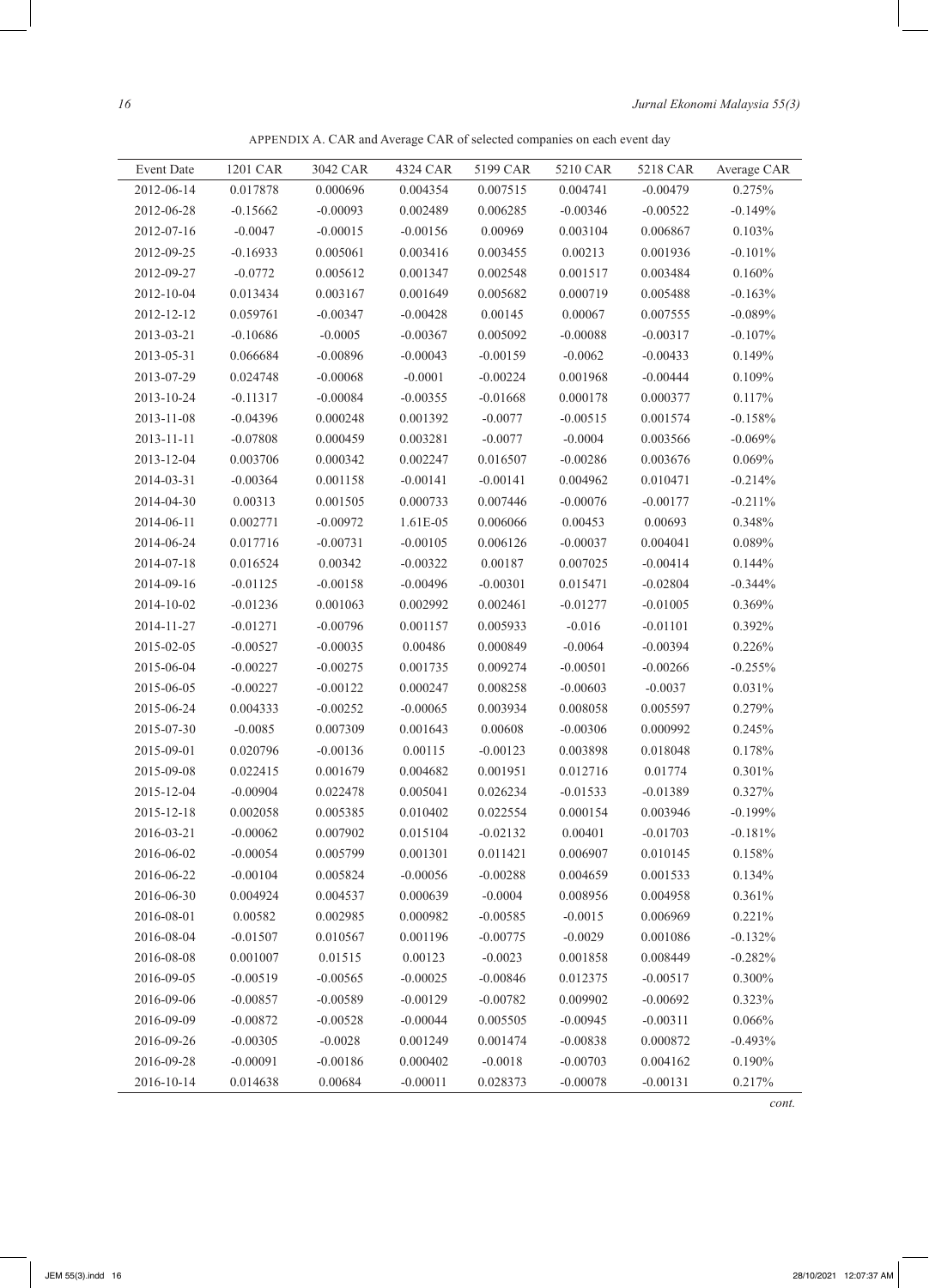APPENDIX A. CAR and Average CAR of selected companies on each event day

| Event Date | 1201 CAR | 3042 CAR | 4324 CAR | 5199 CAR | 5210 CAR | 5218 CAR | Average CAR |
|---|---|---|---|---|---|---|---|
| 2012-06-14 | 0.017878 | 0.000696 | 0.004354 | 0.007515 | 0.004741 | -0.00479 | 0.275% |
| 2012-06-28 | -0.15662 | -0.00093 | 0.002489 | 0.006285 | -0.00346 | -0.00522 | -0.149% |
| 2012-07-16 | -0.0047 | -0.00015 | -0.00156 | 0.00969 | 0.003104 | 0.006867 | 0.103% |
| 2012-09-25 | -0.16933 | 0.005061 | 0.003416 | 0.003455 | 0.00213 | 0.001936 | -0.101% |
| 2012-09-27 | -0.0772 | 0.005612 | 0.001347 | 0.002548 | 0.001517 | 0.003484 | 0.160% |
| 2012-10-04 | 0.013434 | 0.003167 | 0.001649 | 0.005682 | 0.000719 | 0.005488 | -0.163% |
| 2012-12-12 | 0.059761 | -0.00347 | -0.00428 | 0.00145 | 0.00067 | 0.007555 | -0.089% |
| 2013-03-21 | -0.10686 | -0.0005 | -0.00367 | 0.005092 | -0.00088 | -0.00317 | -0.107% |
| 2013-05-31 | 0.066684 | -0.00896 | -0.00043 | -0.00159 | -0.0062 | -0.00433 | 0.149% |
| 2013-07-29 | 0.024748 | -0.00068 | -0.0001 | -0.00224 | 0.001968 | -0.00444 | 0.109% |
| 2013-10-24 | -0.11317 | -0.00084 | -0.00355 | -0.01668 | 0.000178 | 0.000377 | 0.117% |
| 2013-11-08 | -0.04396 | 0.000248 | 0.001392 | -0.0077 | -0.00515 | 0.001574 | -0.158% |
| 2013-11-11 | -0.07808 | 0.000459 | 0.003281 | -0.0077 | -0.0004 | 0.003566 | -0.069% |
| 2013-12-04 | 0.003706 | 0.000342 | 0.002247 | 0.016507 | -0.00286 | 0.003676 | 0.069% |
| 2014-03-31 | -0.00364 | 0.001158 | -0.00141 | -0.00141 | 0.004962 | 0.010471 | -0.214% |
| 2014-04-30 | 0.00313 | 0.001505 | 0.000733 | 0.007446 | -0.00076 | -0.00177 | -0.211% |
| 2014-06-11 | 0.002771 | -0.00972 | 1.61E-05 | 0.006066 | 0.00453 | 0.00693 | 0.348% |
| 2014-06-24 | 0.017716 | -0.00731 | -0.00105 | 0.006126 | -0.00037 | 0.004041 | 0.089% |
| 2014-07-18 | 0.016524 | 0.00342 | -0.00322 | 0.00187 | 0.007025 | -0.00414 | 0.144% |
| 2014-09-16 | -0.01125 | -0.00158 | -0.00496 | -0.00301 | 0.015471 | -0.02804 | -0.344% |
| 2014-10-02 | -0.01236 | 0.001063 | 0.002992 | 0.002461 | -0.01277 | -0.01005 | 0.369% |
| 2014-11-27 | -0.01271 | -0.00796 | 0.001157 | 0.005933 | -0.016 | -0.01101 | 0.392% |
| 2015-02-05 | -0.00527 | -0.00035 | 0.00486 | 0.000849 | -0.0064 | -0.00394 | 0.226% |
| 2015-06-04 | -0.00227 | -0.00275 | 0.001735 | 0.009274 | -0.00501 | -0.00266 | -0.255% |
| 2015-06-05 | -0.00227 | -0.00122 | 0.000247 | 0.008258 | -0.00603 | -0.0037 | 0.031% |
| 2015-06-24 | 0.004333 | -0.00252 | -0.00065 | 0.003934 | 0.008058 | 0.005597 | 0.279% |
| 2015-07-30 | -0.0085 | 0.007309 | 0.001643 | 0.00608 | -0.00306 | 0.000992 | 0.245% |
| 2015-09-01 | 0.020796 | -0.00136 | 0.00115 | -0.00123 | 0.003898 | 0.018048 | 0.178% |
| 2015-09-08 | 0.022415 | 0.001679 | 0.004682 | 0.001951 | 0.012716 | 0.01774 | 0.301% |
| 2015-12-04 | -0.00904 | 0.022478 | 0.005041 | 0.026234 | -0.01533 | -0.01389 | 0.327% |
| 2015-12-18 | 0.002058 | 0.005385 | 0.010402 | 0.022554 | 0.000154 | 0.003946 | -0.199% |
| 2016-03-21 | -0.00062 | 0.007902 | 0.015104 | -0.02132 | 0.00401 | -0.01703 | -0.181% |
| 2016-06-02 | -0.00054 | 0.005799 | 0.001301 | 0.011421 | 0.006907 | 0.010145 | 0.158% |
| 2016-06-22 | -0.00104 | 0.005824 | -0.00056 | -0.00288 | 0.004659 | 0.001533 | 0.134% |
| 2016-06-30 | 0.004924 | 0.004537 | 0.000639 | -0.0004 | 0.008956 | 0.004958 | 0.361% |
| 2016-08-01 | 0.00582 | 0.002985 | 0.000982 | -0.00585 | -0.0015 | 0.006969 | 0.221% |
| 2016-08-04 | -0.01507 | 0.010567 | 0.001196 | -0.00775 | -0.0029 | 0.001086 | -0.132% |
| 2016-08-08 | 0.001007 | 0.01515 | 0.00123 | -0.0023 | 0.001858 | 0.008449 | -0.282% |
| 2016-09-05 | -0.00519 | -0.00565 | -0.00025 | -0.00846 | 0.012375 | -0.00517 | 0.300% |
| 2016-09-06 | -0.00857 | -0.00589 | -0.00129 | -0.00782 | 0.009902 | -0.00692 | 0.323% |
| 2016-09-09 | -0.00872 | -0.00528 | -0.00044 | 0.005505 | -0.00945 | -0.00311 | 0.066% |
| 2016-09-26 | -0.00305 | -0.0028 | 0.001249 | 0.001474 | -0.00838 | 0.000872 | -0.493% |
| 2016-09-28 | -0.00091 | -0.00186 | 0.000402 | -0.0018 | -0.00703 | 0.004162 | 0.190% |
| 2016-10-14 | 0.014638 | 0.00684 | -0.00011 | 0.028373 | -0.00078 | -0.00131 | 0.217% |

*cont.*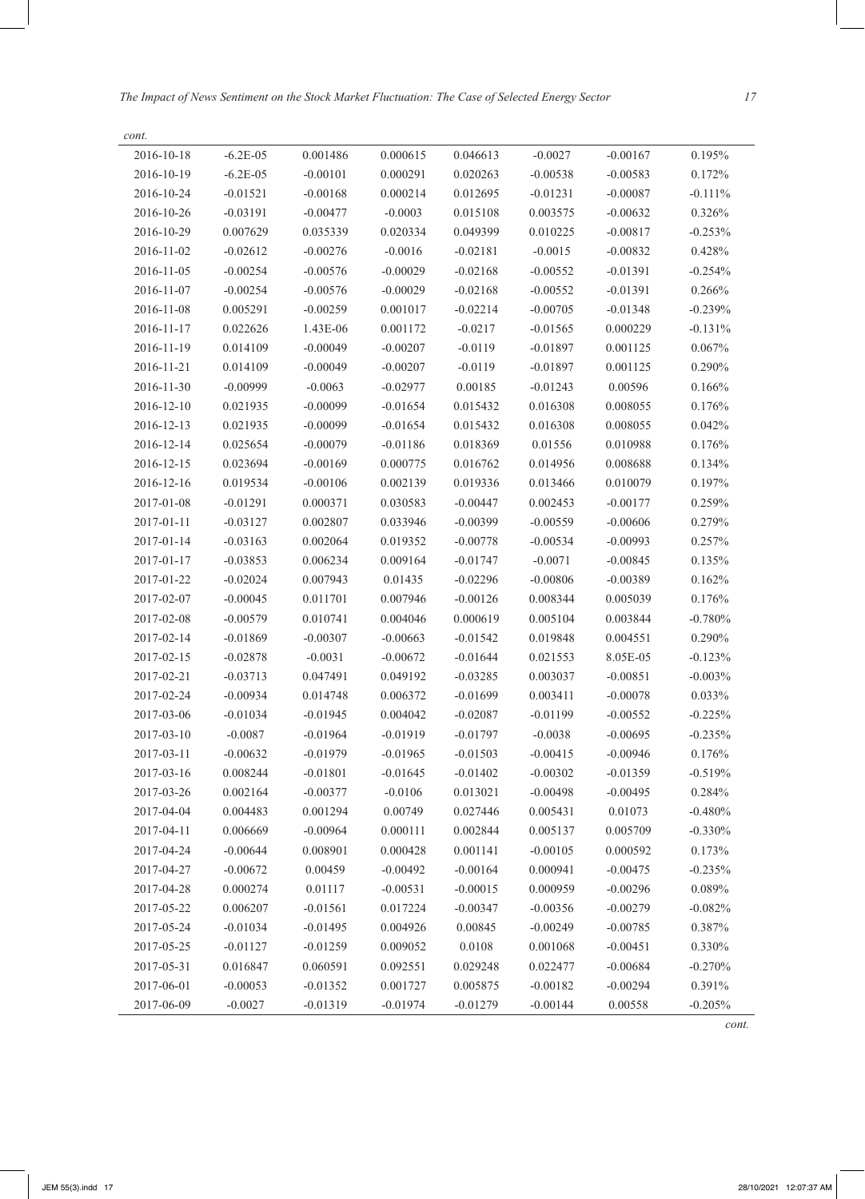*cont.*

| | | | | | | | |
|---|---|---|---|---|---|---|---|
| 2016-10-18 | -6.2E-05 | 0.001486 | 0.000615 | 0.046613 | -0.0027 | -0.00167 | 0.195% |
| 2016-10-19 | -6.2E-05 | -0.00101 | 0.000291 | 0.020263 | -0.00538 | -0.00583 | 0.172% |
| 2016-10-24 | -0.01521 | -0.00168 | 0.000214 | 0.012695 | -0.01231 | -0.00087 | -0.111% |
| 2016-10-26 | -0.03191 | -0.00477 | -0.0003 | 0.015108 | 0.003575 | -0.00632 | 0.326% |
| 2016-10-29 | 0.007629 | 0.035339 | 0.020334 | 0.049399 | 0.010225 | -0.00817 | -0.253% |
| 2016-11-02 | -0.02612 | -0.00276 | -0.0016 | -0.02181 | -0.0015 | -0.00832 | 0.428% |
| 2016-11-05 | -0.00254 | -0.00576 | -0.00029 | -0.02168 | -0.00552 | -0.01391 | -0.254% |
| 2016-11-07 | -0.00254 | -0.00576 | -0.00029 | -0.02168 | -0.00552 | -0.01391 | 0.266% |
| 2016-11-08 | 0.005291 | -0.00259 | 0.001017 | -0.02214 | -0.00705 | -0.01348 | -0.239% |
| 2016-11-17 | 0.022626 | 1.43E-06 | 0.001172 | -0.0217 | -0.01565 | 0.000229 | -0.131% |
| 2016-11-19 | 0.014109 | -0.00049 | -0.00207 | -0.0119 | -0.01897 | 0.001125 | 0.067% |
| 2016-11-21 | 0.014109 | -0.00049 | -0.00207 | -0.0119 | -0.01897 | 0.001125 | 0.290% |
| 2016-11-30 | -0.00999 | -0.0063 | -0.02977 | 0.00185 | -0.01243 | 0.00596 | 0.166% |
| 2016-12-10 | 0.021935 | -0.00099 | -0.01654 | 0.015432 | 0.016308 | 0.008055 | 0.176% |
| 2016-12-13 | 0.021935 | -0.00099 | -0.01654 | 0.015432 | 0.016308 | 0.008055 | 0.042% |
| 2016-12-14 | 0.025654 | -0.00079 | -0.01186 | 0.018369 | 0.01556 | 0.010988 | 0.176% |
| 2016-12-15 | 0.023694 | -0.00169 | 0.000775 | 0.016762 | 0.014956 | 0.008688 | 0.134% |
| 2016-12-16 | 0.019534 | -0.00106 | 0.002139 | 0.019336 | 0.013466 | 0.010079 | 0.197% |
| 2017-01-08 | -0.01291 | 0.000371 | 0.030583 | -0.00447 | 0.002453 | -0.00177 | 0.259% |
| 2017-01-11 | -0.03127 | 0.002807 | 0.033946 | -0.00399 | -0.00559 | -0.00606 | 0.279% |
| 2017-01-14 | -0.03163 | 0.002064 | 0.019352 | -0.00778 | -0.00534 | -0.00993 | 0.257% |
| 2017-01-17 | -0.03853 | 0.006234 | 0.009164 | -0.01747 | -0.0071 | -0.00845 | 0.135% |
| 2017-01-22 | -0.02024 | 0.007943 | 0.01435 | -0.02296 | -0.00806 | -0.00389 | 0.162% |
| 2017-02-07 | -0.00045 | 0.011701 | 0.007946 | -0.00126 | 0.008344 | 0.005039 | 0.176% |
| 2017-02-08 | -0.00579 | 0.010741 | 0.004046 | 0.000619 | 0.005104 | 0.003844 | -0.780% |
| 2017-02-14 | -0.01869 | -0.00307 | -0.00663 | -0.01542 | 0.019848 | 0.004551 | 0.290% |
| 2017-02-15 | -0.02878 | -0.0031 | -0.00672 | -0.01644 | 0.021553 | 8.05E-05 | -0.123% |
| 2017-02-21 | -0.03713 | 0.047491 | 0.049192 | -0.03285 | 0.003037 | -0.00851 | -0.003% |
| 2017-02-24 | -0.00934 | 0.014748 | 0.006372 | -0.01699 | 0.003411 | -0.00078 | 0.033% |
| 2017-03-06 | -0.01034 | -0.01945 | 0.004042 | -0.02087 | -0.01199 | -0.00552 | -0.225% |
| 2017-03-10 | -0.0087 | -0.01964 | -0.01919 | -0.01797 | -0.0038 | -0.00695 | -0.235% |
| 2017-03-11 | -0.00632 | -0.01979 | -0.01965 | -0.01503 | -0.00415 | -0.00946 | 0.176% |
| 2017-03-16 | 0.008244 | -0.01801 | -0.01645 | -0.01402 | -0.00302 | -0.01359 | -0.519% |
| 2017-03-26 | 0.002164 | -0.00377 | -0.0106 | 0.013021 | -0.00498 | -0.00495 | 0.284% |
| 2017-04-04 | 0.004483 | 0.001294 | 0.00749 | 0.027446 | 0.005431 | 0.01073 | -0.480% |
| 2017-04-11 | 0.006669 | -0.00964 | 0.000111 | 0.002844 | 0.005137 | 0.005709 | -0.330% |
| 2017-04-24 | -0.00644 | 0.008901 | 0.000428 | 0.001141 | -0.00105 | 0.000592 | 0.173% |
| 2017-04-27 | -0.00672 | 0.00459 | -0.00492 | -0.00164 | 0.000941 | -0.00475 | -0.235% |
| 2017-04-28 | 0.000274 | 0.01117 | -0.00531 | -0.00015 | 0.000959 | -0.00296 | 0.089% |
| 2017-05-22 | 0.006207 | -0.01561 | 0.017224 | -0.00347 | -0.00356 | -0.00279 | -0.082% |
| 2017-05-24 | -0.01034 | -0.01495 | 0.004926 | 0.00845 | -0.00249 | -0.00785 | 0.387% |
| 2017-05-25 | -0.01127 | -0.01259 | 0.009052 | 0.0108 | 0.001068 | -0.00451 | 0.330% |
| 2017-05-31 | 0.016847 | 0.060591 | 0.092551 | 0.029248 | 0.022477 | -0.00684 | -0.270% |
| 2017-06-01 | -0.00053 | -0.01352 | 0.001727 | 0.005875 | -0.00182 | -0.00294 | 0.391% |
| 2017-06-09 | -0.0027 | -0.01319 | -0.01974 | -0.01279 | -0.00144 | 0.00558 | -0.205% |

*cont.*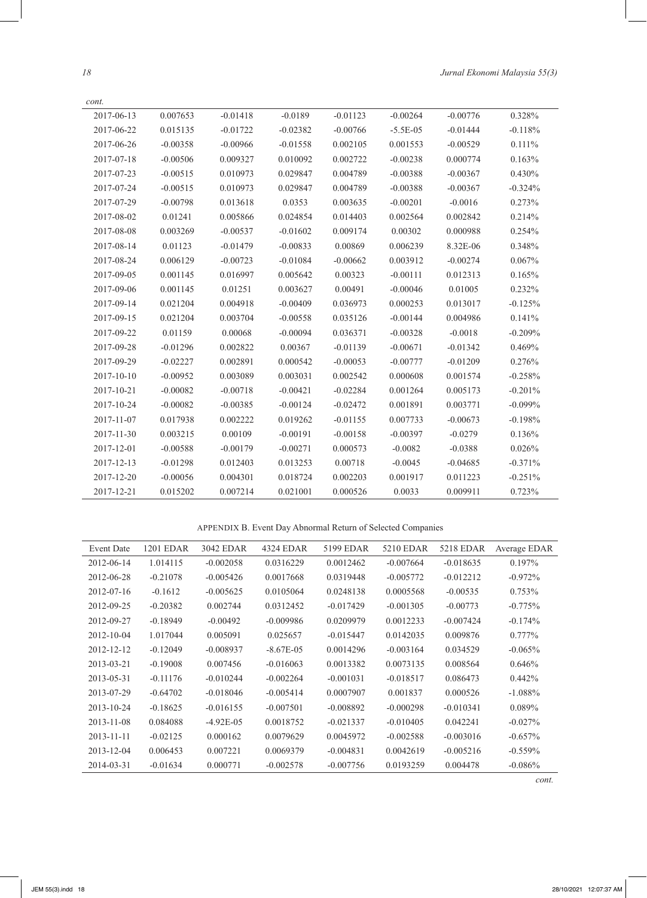*cont.*

| | | | | | | | |
|---|---|---|---|---|---|---|---|
| 2017-06-13 | 0.007653 | -0.01418 | -0.0189 | -0.01123 | -0.00264 | -0.00776 | 0.328% |
| 2017-06-22 | 0.015135 | -0.01722 | -0.02382 | -0.00766 | -5.5E-05 | -0.01444 | -0.118% |
| 2017-06-26 | -0.00358 | -0.00966 | -0.01558 | 0.002105 | 0.001553 | -0.00529 | 0.111% |
| 2017-07-18 | -0.00506 | 0.009327 | 0.010092 | 0.002722 | -0.00238 | 0.000774 | 0.163% |
| 2017-07-23 | -0.00515 | 0.010973 | 0.029847 | 0.004789 | -0.00388 | -0.00367 | 0.430% |
| 2017-07-24 | -0.00515 | 0.010973 | 0.029847 | 0.004789 | -0.00388 | -0.00367 | -0.324% |
| 2017-07-29 | -0.00798 | 0.013618 | 0.0353 | 0.003635 | -0.00201 | -0.0016 | 0.273% |
| 2017-08-02 | 0.01241 | 0.005866 | 0.024854 | 0.014403 | 0.002564 | 0.002842 | 0.214% |
| 2017-08-08 | 0.003269 | -0.00537 | -0.01602 | 0.009174 | 0.00302 | 0.000988 | 0.254% |
| 2017-08-14 | 0.01123 | -0.01479 | -0.00833 | 0.00869 | 0.006239 | 8.32E-06 | 0.348% |
| 2017-08-24 | 0.006129 | -0.00723 | -0.01084 | -0.00662 | 0.003912 | -0.00274 | 0.067% |
| 2017-09-05 | 0.001145 | 0.016997 | 0.005642 | 0.00323 | -0.00111 | 0.012313 | 0.165% |
| 2017-09-06 | 0.001145 | 0.01251 | 0.003627 | 0.00491 | -0.00046 | 0.01005 | 0.232% |
| 2017-09-14 | 0.021204 | 0.004918 | -0.00409 | 0.036973 | 0.000253 | 0.013017 | -0.125% |
| 2017-09-15 | 0.021204 | 0.003704 | -0.00558 | 0.035126 | -0.00144 | 0.004986 | 0.141% |
| 2017-09-22 | 0.01159 | 0.00068 | -0.00094 | 0.036371 | -0.00328 | -0.0018 | -0.209% |
| 2017-09-28 | -0.01296 | 0.002822 | 0.00367 | -0.01139 | -0.00671 | -0.01342 | 0.469% |
| 2017-09-29 | -0.02227 | 0.002891 | 0.000542 | -0.00053 | -0.00777 | -0.01209 | 0.276% |
| 2017-10-10 | -0.00952 | 0.003089 | 0.003031 | 0.002542 | 0.000608 | 0.001574 | -0.258% |
| 2017-10-21 | -0.00082 | -0.00718 | -0.00421 | -0.02284 | 0.001264 | 0.005173 | -0.201% |
| 2017-10-24 | -0.00082 | -0.00385 | -0.00124 | -0.02472 | 0.001891 | 0.003771 | -0.099% |
| 2017-11-07 | 0.017938 | 0.002222 | 0.019262 | -0.01155 | 0.007733 | -0.00673 | -0.198% |
| 2017-11-30 | 0.003215 | 0.00109 | -0.00191 | -0.00158 | -0.00397 | -0.0279 | 0.136% |
| 2017-12-01 | -0.00588 | -0.00179 | -0.00271 | 0.000573 | -0.0082 | -0.0388 | 0.026% |
| 2017-12-13 | -0.01298 | 0.012403 | 0.013253 | 0.00718 | -0.0045 | -0.04685 | -0.371% |
| 2017-12-20 | -0.00056 | 0.004301 | 0.018724 | 0.002203 | 0.001917 | 0.011223 | -0.251% |
| 2017-12-21 | 0.015202 | 0.007214 | 0.021001 | 0.000526 | 0.0033 | 0.009911 | 0.723% |

APPENDIX B. Event Day Abnormal Return of Selected Companies

| Event Date | 1201 EDAR | 3042 EDAR | 4324 EDAR | 5199 EDAR | 5210 EDAR | 5218 EDAR | Average EDAR |
|---|---|---|---|---|---|---|---|
| 2012-06-14 | 1.014115 | -0.002058 | 0.0316229 | 0.0012462 | -0.007664 | -0.018635 | 0.197% |
| 2012-06-28 | -0.21078 | -0.005426 | 0.0017668 | 0.0319448 | -0.005772 | -0.012212 | -0.972% |
| 2012-07-16 | -0.1612 | -0.005625 | 0.0105064 | 0.0248138 | 0.0005568 | -0.00535 | 0.753% |
| 2012-09-25 | -0.20382 | 0.002744 | 0.0312452 | -0.017429 | -0.001305 | -0.00773 | -0.775% |
| 2012-09-27 | -0.18949 | -0.00492 | -0.009986 | 0.0209979 | 0.0012233 | -0.007424 | -0.174% |
| 2012-10-04 | 1.017044 | 0.005091 | 0.025657 | -0.015447 | 0.0142035 | 0.009876 | 0.777% |
| 2012-12-12 | -0.12049 | -0.008937 | -8.67E-05 | 0.0014296 | -0.003164 | 0.034529 | -0.065% |
| 2013-03-21 | -0.19008 | 0.007456 | -0.016063 | 0.0013382 | 0.0073135 | 0.008564 | 0.646% |
| 2013-05-31 | -0.11176 | -0.010244 | -0.002264 | -0.001031 | -0.018517 | 0.086473 | 0.442% |
| 2013-07-29 | -0.64702 | -0.018046 | -0.005414 | 0.0007907 | 0.001837 | 0.000526 | -1.088% |
| 2013-10-24 | -0.18625 | -0.016155 | -0.007501 | -0.008892 | -0.000298 | -0.010341 | 0.089% |
| 2013-11-08 | 0.084088 | -4.92E-05 | 0.0018752 | -0.021337 | -0.010405 | 0.042241 | -0.027% |
| 2013-11-11 | -0.02125 | 0.000162 | 0.0079629 | 0.0045972 | -0.002588 | -0.003016 | -0.657% |
| 2013-12-04 | 0.006453 | 0.007221 | 0.0069379 | -0.004831 | 0.0042619 | -0.005216 | -0.559% |
| 2014-03-31 | -0.01634 | 0.000771 | -0.002578 | -0.007756 | 0.0193259 | 0.004478 | -0.086% |

*cont.*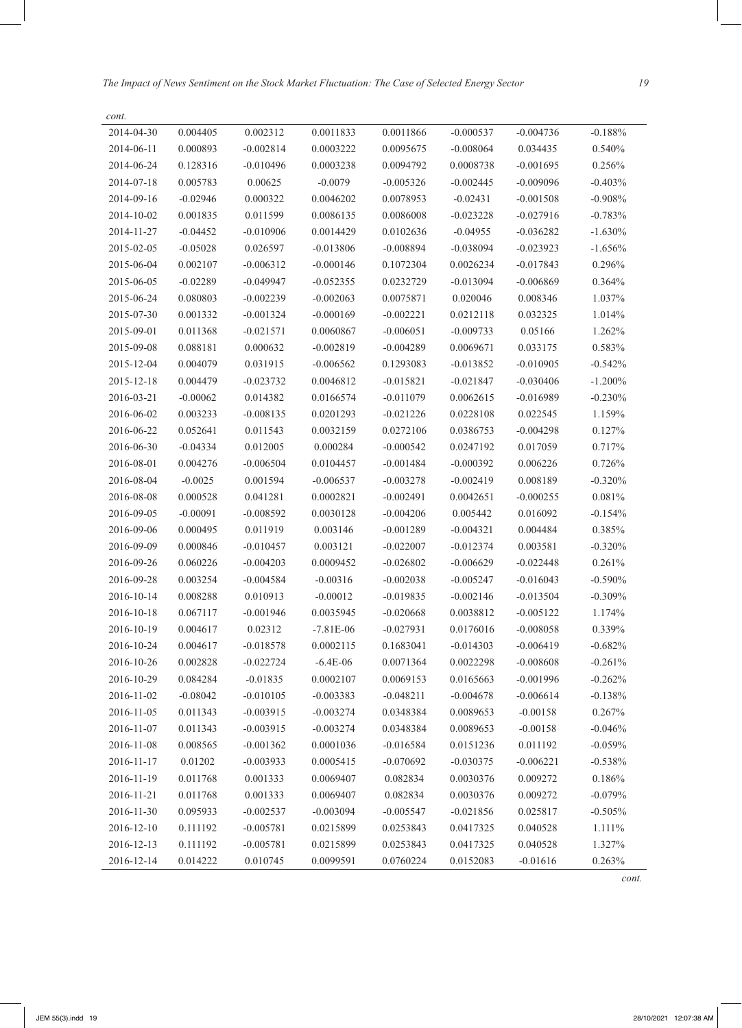*cont.*

| | | | | | | | |
|---|---|---|---|---|---|---|---|
| 2014-04-30 | 0.004405 | 0.002312 | 0.0011833 | 0.0011866 | -0.000537 | -0.004736 | -0.188% |
| 2014-06-11 | 0.000893 | -0.002814 | 0.0003222 | 0.0095675 | -0.008064 | 0.034435 | 0.540% |
| 2014-06-24 | 0.128316 | -0.010496 | 0.0003238 | 0.0094792 | 0.0008738 | -0.001695 | 0.256% |
| 2014-07-18 | 0.005783 | 0.00625 | -0.0079 | -0.005326 | -0.002445 | -0.009096 | -0.403% |
| 2014-09-16 | -0.02946 | 0.000322 | 0.0046202 | 0.0078953 | -0.02431 | -0.001508 | -0.908% |
| 2014-10-02 | 0.001835 | 0.011599 | 0.0086135 | 0.0086008 | -0.023228 | -0.027916 | -0.783% |
| 2014-11-27 | -0.04452 | -0.010906 | 0.0014429 | 0.0102636 | -0.04955 | -0.036282 | -1.630% |
| 2015-02-05 | -0.05028 | 0.026597 | -0.013806 | -0.008894 | -0.038094 | -0.023923 | -1.656% |
| 2015-06-04 | 0.002107 | -0.006312 | -0.000146 | 0.1072304 | 0.0026234 | -0.017843 | 0.296% |
| 2015-06-05 | -0.02289 | -0.049947 | -0.052355 | 0.0232729 | -0.013094 | -0.006869 | 0.364% |
| 2015-06-24 | 0.080803 | -0.002239 | -0.002063 | 0.0075871 | 0.020046 | 0.008346 | 1.037% |
| 2015-07-30 | 0.001332 | -0.001324 | -0.000169 | -0.002221 | 0.0212118 | 0.032325 | 1.014% |
| 2015-09-01 | 0.011368 | -0.021571 | 0.0060867 | -0.006051 | -0.009733 | 0.05166 | 1.262% |
| 2015-09-08 | 0.088181 | 0.000632 | -0.002819 | -0.004289 | 0.0069671 | 0.033175 | 0.583% |
| 2015-12-04 | 0.004079 | 0.031915 | -0.006562 | 0.1293083 | -0.013852 | -0.010905 | -0.542% |
| 2015-12-18 | 0.004479 | -0.023732 | 0.0046812 | -0.015821 | -0.021847 | -0.030406 | -1.200% |
| 2016-03-21 | -0.00062 | 0.014382 | 0.0166574 | -0.011079 | 0.0062615 | -0.016989 | -0.230% |
| 2016-06-02 | 0.003233 | -0.008135 | 0.0201293 | -0.021226 | 0.0228108 | 0.022545 | 1.159% |
| 2016-06-22 | 0.052641 | 0.011543 | 0.0032159 | 0.0272106 | 0.0386753 | -0.004298 | 0.127% |
| 2016-06-30 | -0.04334 | 0.012005 | 0.000284 | -0.000542 | 0.0247192 | 0.017059 | 0.717% |
| 2016-08-01 | 0.004276 | -0.006504 | 0.0104457 | -0.001484 | -0.000392 | 0.006226 | 0.726% |
| 2016-08-04 | -0.0025 | 0.001594 | -0.006537 | -0.003278 | -0.002419 | 0.008189 | -0.320% |
| 2016-08-08 | 0.000528 | 0.041281 | 0.0002821 | -0.002491 | 0.0042651 | -0.000255 | 0.081% |
| 2016-09-05 | -0.00091 | -0.008592 | 0.0030128 | -0.004206 | 0.005442 | 0.016092 | -0.154% |
| 2016-09-06 | 0.000495 | 0.011919 | 0.003146 | -0.001289 | -0.004321 | 0.004484 | 0.385% |
| 2016-09-09 | 0.000846 | -0.010457 | 0.003121 | -0.022007 | -0.012374 | 0.003581 | -0.320% |
| 2016-09-26 | 0.060226 | -0.004203 | 0.0009452 | -0.026802 | -0.006629 | -0.022448 | 0.261% |
| 2016-09-28 | 0.003254 | -0.004584 | -0.00316 | -0.002038 | -0.005247 | -0.016043 | -0.590% |
| 2016-10-14 | 0.008288 | 0.010913 | -0.00012 | -0.019835 | -0.002146 | -0.013504 | -0.309% |
| 2016-10-18 | 0.067117 | -0.001946 | 0.0035945 | -0.020668 | 0.0038812 | -0.005122 | 1.174% |
| 2016-10-19 | 0.004617 | 0.02312 | -7.81E-06 | -0.027931 | 0.0176016 | -0.008058 | 0.339% |
| 2016-10-24 | 0.004617 | -0.018578 | 0.0002115 | 0.1683041 | -0.014303 | -0.006419 | -0.682% |
| 2016-10-26 | 0.002828 | -0.022724 | -6.4E-06 | 0.0071364 | 0.0022298 | -0.008608 | -0.261% |
| 2016-10-29 | 0.084284 | -0.01835 | 0.0002107 | 0.0069153 | 0.0165663 | -0.001996 | -0.262% |
| 2016-11-02 | -0.08042 | -0.010105 | -0.003383 | -0.048211 | -0.004678 | -0.006614 | -0.138% |
| 2016-11-05 | 0.011343 | -0.003915 | -0.003274 | 0.0348384 | 0.0089653 | -0.00158 | 0.267% |
| 2016-11-07 | 0.011343 | -0.003915 | -0.003274 | 0.0348384 | 0.0089653 | -0.00158 | -0.046% |
| 2016-11-08 | 0.008565 | -0.001362 | 0.0001036 | -0.016584 | 0.0151236 | 0.011192 | -0.059% |
| 2016-11-17 | 0.01202 | -0.003933 | 0.0005415 | -0.070692 | -0.030375 | -0.006221 | -0.538% |
| 2016-11-19 | 0.011768 | 0.001333 | 0.0069407 | 0.082834 | 0.0030376 | 0.009272 | 0.186% |
| 2016-11-21 | 0.011768 | 0.001333 | 0.0069407 | 0.082834 | 0.0030376 | 0.009272 | -0.079% |
| 2016-11-30 | 0.095933 | -0.002537 | -0.003094 | -0.005547 | -0.021856 | 0.025817 | -0.505% |
| 2016-12-10 | 0.111192 | -0.005781 | 0.0215899 | 0.0253843 | 0.0417325 | 0.040528 | 1.111% |
| 2016-12-13 | 0.111192 | -0.005781 | 0.0215899 | 0.0253843 | 0.0417325 | 0.040528 | 1.327% |
| 2016-12-14 | 0.014222 | 0.010745 | 0.0099591 | 0.0760224 | 0.0152083 | -0.01616 | 0.263% |

*cont.*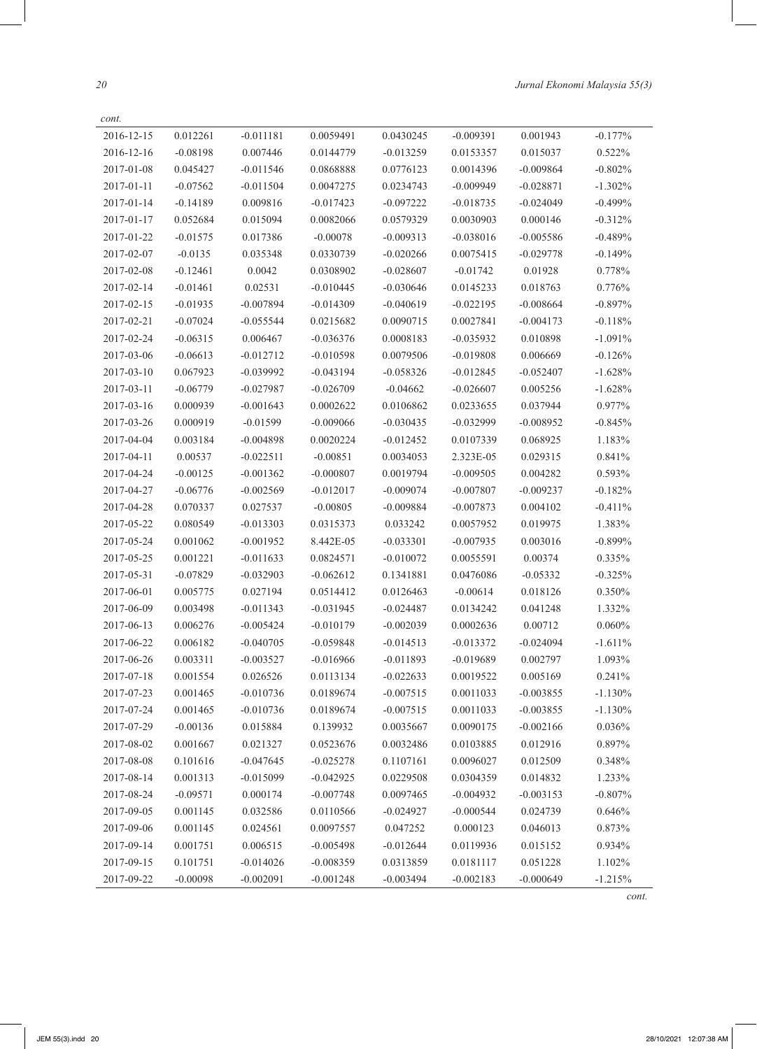*cont.*

| | | | | | | | |
|---|---|---|---|---|---|---|---|
| 2016-12-15 | 0.012261 | -0.011181 | 0.0059491 | 0.0430245 | -0.009391 | 0.001943 | -0.177% |
| 2016-12-16 | -0.08198 | 0.007446 | 0.0144779 | -0.013259 | 0.0153357 | 0.015037 | 0.522% |
| 2017-01-08 | 0.045427 | -0.011546 | 0.0868888 | 0.0776123 | 0.0014396 | -0.009864 | -0.802% |
| 2017-01-11 | -0.07562 | -0.011504 | 0.0047275 | 0.0234743 | -0.009949 | -0.028871 | -1.302% |
| 2017-01-14 | -0.14189 | 0.009816 | -0.017423 | -0.097222 | -0.018735 | -0.024049 | -0.499% |
| 2017-01-17 | 0.052684 | 0.015094 | 0.0082066 | 0.0579329 | 0.0030903 | 0.000146 | -0.312% |
| 2017-01-22 | -0.01575 | 0.017386 | -0.00078 | -0.009313 | -0.038016 | -0.005586 | -0.489% |
| 2017-02-07 | -0.0135 | 0.035348 | 0.0330739 | -0.020266 | 0.0075415 | -0.029778 | -0.149% |
| 2017-02-08 | -0.12461 | 0.0042 | 0.0308902 | -0.028607 | -0.01742 | 0.01928 | 0.778% |
| 2017-02-14 | -0.01461 | 0.02531 | -0.010445 | -0.030646 | 0.0145233 | 0.018763 | 0.776% |
| 2017-02-15 | -0.01935 | -0.007894 | -0.014309 | -0.040619 | -0.022195 | -0.008664 | -0.897% |
| 2017-02-21 | -0.07024 | -0.055544 | 0.0215682 | 0.0090715 | 0.0027841 | -0.004173 | -0.118% |
| 2017-02-24 | -0.06315 | 0.006467 | -0.036376 | 0.0008183 | -0.035932 | 0.010898 | -1.091% |
| 2017-03-06 | -0.06613 | -0.012712 | -0.010598 | 0.0079506 | -0.019808 | 0.006669 | -0.126% |
| 2017-03-10 | 0.067923 | -0.039992 | -0.043194 | -0.058326 | -0.012845 | -0.052407 | -1.628% |
| 2017-03-11 | -0.06779 | -0.027987 | -0.026709 | -0.04662 | -0.026607 | 0.005256 | -1.628% |
| 2017-03-16 | 0.000939 | -0.001643 | 0.0002622 | 0.0106862 | 0.0233655 | 0.037944 | 0.977% |
| 2017-03-26 | 0.000919 | -0.01599 | -0.009066 | -0.030435 | -0.032999 | -0.008952 | -0.845% |
| 2017-04-04 | 0.003184 | -0.004898 | 0.0020224 | -0.012452 | 0.0107339 | 0.068925 | 1.183% |
| 2017-04-11 | 0.00537 | -0.022511 | -0.00851 | 0.0034053 | 2.323E-05 | 0.029315 | 0.841% |
| 2017-04-24 | -0.00125 | -0.001362 | -0.000807 | 0.0019794 | -0.009505 | 0.004282 | 0.593% |
| 2017-04-27 | -0.06776 | -0.002569 | -0.012017 | -0.009074 | -0.007807 | -0.009237 | -0.182% |
| 2017-04-28 | 0.070337 | 0.027537 | -0.00805 | -0.009884 | -0.007873 | 0.004102 | -0.411% |
| 2017-05-22 | 0.080549 | -0.013303 | 0.0315373 | 0.033242 | 0.0057952 | 0.019975 | 1.383% |
| 2017-05-24 | 0.001062 | -0.001952 | 8.442E-05 | -0.033301 | -0.007935 | 0.003016 | -0.899% |
| 2017-05-25 | 0.001221 | -0.011633 | 0.0824571 | -0.010072 | 0.0055591 | 0.00374 | 0.335% |
| 2017-05-31 | -0.07829 | -0.032903 | -0.062612 | 0.1341881 | 0.0476086 | -0.05332 | -0.325% |
| 2017-06-01 | 0.005775 | 0.027194 | 0.0514412 | 0.0126463 | -0.00614 | 0.018126 | 0.350% |
| 2017-06-09 | 0.003498 | -0.011343 | -0.031945 | -0.024487 | 0.0134242 | 0.041248 | 1.332% |
| 2017-06-13 | 0.006276 | -0.005424 | -0.010179 | -0.002039 | 0.0002636 | 0.00712 | 0.060% |
| 2017-06-22 | 0.006182 | -0.040705 | -0.059848 | -0.014513 | -0.013372 | -0.024094 | -1.611% |
| 2017-06-26 | 0.003311 | -0.003527 | -0.016966 | -0.011893 | -0.019689 | 0.002797 | 1.093% |
| 2017-07-18 | 0.001554 | 0.026526 | 0.0113134 | -0.022633 | 0.0019522 | 0.005169 | 0.241% |
| 2017-07-23 | 0.001465 | -0.010736 | 0.0189674 | -0.007515 | 0.0011033 | -0.003855 | -1.130% |
| 2017-07-24 | 0.001465 | -0.010736 | 0.0189674 | -0.007515 | 0.0011033 | -0.003855 | -1.130% |
| 2017-07-29 | -0.00136 | 0.015884 | 0.139932 | 0.0035667 | 0.0090175 | -0.002166 | 0.036% |
| 2017-08-02 | 0.001667 | 0.021327 | 0.0523676 | 0.0032486 | 0.0103885 | 0.012916 | 0.897% |
| 2017-08-08 | 0.101616 | -0.047645 | -0.025278 | 0.1107161 | 0.0096027 | 0.012509 | 0.348% |
| 2017-08-14 | 0.001313 | -0.015099 | -0.042925 | 0.0229508 | 0.0304359 | 0.014832 | 1.233% |
| 2017-08-24 | -0.09571 | 0.000174 | -0.007748 | 0.0097465 | -0.004932 | -0.003153 | -0.807% |
| 2017-09-05 | 0.001145 | 0.032586 | 0.0110566 | -0.024927 | -0.000544 | 0.024739 | 0.646% |
| 2017-09-06 | 0.001145 | 0.024561 | 0.0097557 | 0.047252 | 0.000123 | 0.046013 | 0.873% |
| 2017-09-14 | 0.001751 | 0.006515 | -0.005498 | -0.012644 | 0.0119936 | 0.015152 | 0.934% |
| 2017-09-15 | 0.101751 | -0.014026 | -0.008359 | 0.0313859 | 0.0181117 | 0.051228 | 1.102% |
| 2017-09-22 | -0.00098 | -0.002091 | -0.001248 | -0.003494 | -0.002183 | -0.000649 | -1.215% |

*cont.*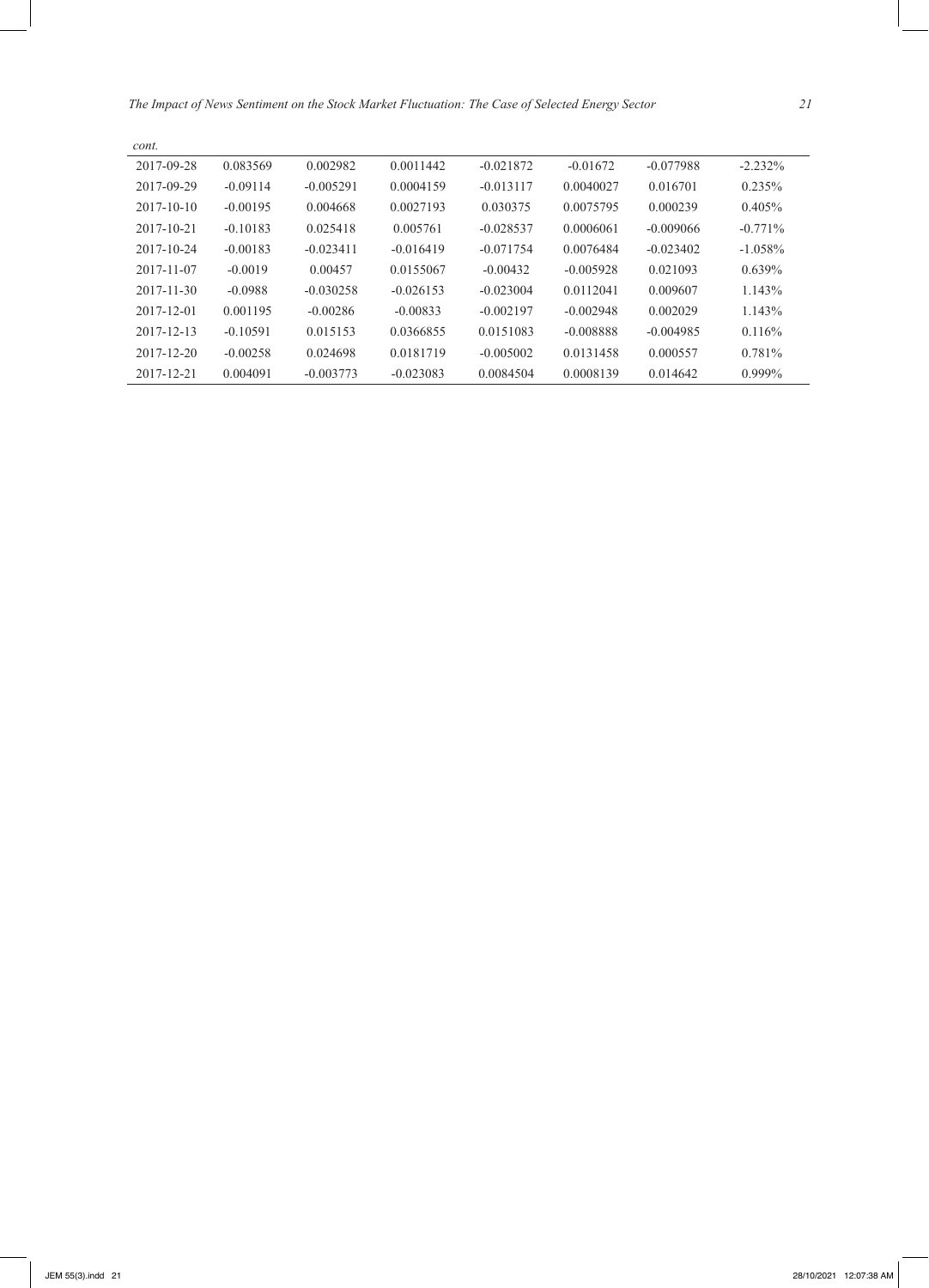*cont.*

| | | | | | | | |
|---|---|---|---|---|---|---|---|
| 2017-09-28 | 0.083569 | 0.002982 | 0.0011442 | -0.021872 | -0.01672 | -0.077988 | -2.232% |
| 2017-09-29 | -0.09114 | -0.005291 | 0.0004159 | -0.013117 | 0.0040027 | 0.016701 | 0.235% |
| 2017-10-10 | -0.00195 | 0.004668 | 0.0027193 | 0.030375 | 0.0075795 | 0.000239 | 0.405% |
| 2017-10-21 | -0.10183 | 0.025418 | 0.005761 | -0.028537 | 0.0006061 | -0.009066 | -0.771% |
| 2017-10-24 | -0.00183 | -0.023411 | -0.016419 | -0.071754 | 0.0076484 | -0.023402 | -1.058% |
| 2017-11-07 | -0.0019 | 0.00457 | 0.0155067 | -0.00432 | -0.005928 | 0.021093 | 0.639% |
| 2017-11-30 | -0.0988 | -0.030258 | -0.026153 | -0.023004 | 0.0112041 | 0.009607 | 1.143% |
| 2017-12-01 | 0.001195 | -0.00286 | -0.00833 | -0.002197 | -0.002948 | 0.002029 | 1.143% |
| 2017-12-13 | -0.10591 | 0.015153 | 0.0366855 | 0.0151083 | -0.008888 | -0.004985 | 0.116% |
| 2017-12-20 | -0.00258 | 0.024698 | 0.0181719 | -0.005002 | 0.0131458 | 0.000557 | 0.781% |
| 2017-12-21 | 0.004091 | -0.003773 | -0.023083 | 0.0084504 | 0.0008139 | 0.014642 | 0.999% |